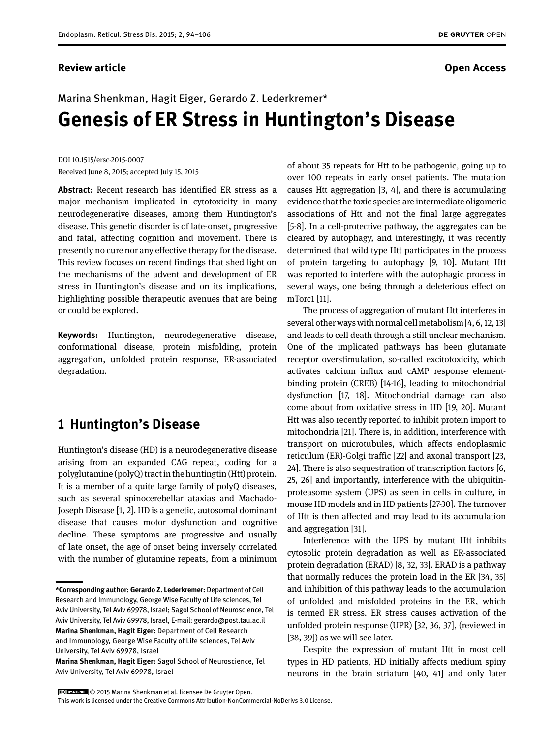**Review article**

**Open Access**

Marina Shenkman, Hagit Eiger, Gerardo Z. Lederkremer*

# Genesis of ER Stress in Huntington's Disease

DOI 10.1515/ersc-2015-0007
Received June 8, 2015; accepted July 15, 2015

**Abstract:** Recent research has identified ER stress as a major mechanism implicated in cytotoxicity in many neurodegenerative diseases, among them Huntington's disease. This genetic disorder is of late-onset, progressive and fatal, affecting cognition and movement. There is presently no cure nor any effective therapy for the disease. This review focuses on recent findings that shed light on the mechanisms of the advent and development of ER stress in Huntington's disease and on its implications, highlighting possible therapeutic avenues that are being or could be explored.

**Keywords:** Huntington, neurodegenerative disease, conformational disease, protein misfolding, protein aggregation, unfolded protein response, ER-associated degradation.

## 1 Huntington's Disease

Huntington's disease (HD) is a neurodegenerative disease arising from an expanded CAG repeat, coding for a polyglutamine (polyQ) tract in the huntingtin (Htt) protein. It is a member of a quite large family of polyQ diseases, such as several spinocerebellar ataxias and Machado-Joseph Disease [1, 2]. HD is a genetic, autosomal dominant disease that causes motor dysfunction and cognitive decline. These symptoms are progressive and usually of late onset, the age of onset being inversely correlated with the number of glutamine repeats, from a minimum of about 35 repeats for Htt to be pathogenic, going up to over 100 repeats in early onset patients. The mutation causes Htt aggregation [3, 4], and there is accumulating evidence that the toxic species are intermediate oligomeric associations of Htt and not the final large aggregates [5-8]. In a cell-protective pathway, the aggregates can be cleared by autophagy, and interestingly, it was recently determined that wild type Htt participates in the process of protein targeting to autophagy [9, 10]. Mutant Htt was reported to interfere with the autophagic process in several ways, one being through a deleterious effect on mTorc1 [11].

The process of aggregation of mutant Htt interferes in several other ways with normal cell metabolism [4, 6, 12, 13] and leads to cell death through a still unclear mechanism. One of the implicated pathways has been glutamate receptor overstimulation, so-called excitotoxicity, which activates calcium influx and cAMP response element-binding protein (CREB) [14-16], leading to mitochondrial dysfunction [17, 18]. Mitochondrial damage can also come about from oxidative stress in HD [19, 20]. Mutant Htt was also recently reported to inhibit protein import to mitochondria [21]. There is, in addition, interference with transport on microtubules, which affects endoplasmic reticulum (ER)-Golgi traffic [22] and axonal transport [23, 24]. There is also sequestration of transcription factors [6, 25, 26] and importantly, interference with the ubiquitin-proteasome system (UPS) as seen in cells in culture, in mouse HD models and in HD patients [27-30]. The turnover of Htt is then affected and may lead to its accumulation and aggregation [31].

Interference with the UPS by mutant Htt inhibits cytosolic protein degradation as well as ER-associated protein degradation (ERAD) [8, 32, 33]. ERAD is a pathway that normally reduces the protein load in the ER [34, 35] and inhibition of this pathway leads to the accumulation of unfolded and misfolded proteins in the ER, which is termed ER stress. ER stress causes activation of the unfolded protein response (UPR) [32, 36, 37], (reviewed in [38, 39]) as we will see later.

Despite the expression of mutant Htt in most cell types in HD patients, HD initially affects medium spiny neurons in the brain striatum [40, 41] and only later

---

***Corresponding author: Gerardo Z. Lederkremer:** Department of Cell Research and Immunology, George Wise Faculty of Life sciences, Tel Aviv University, Tel Aviv 69978, Israel; Sagol School of Neuroscience, Tel Aviv University, Tel Aviv 69978, Israel, E-mail: gerardo@post.tau.ac.il
**Marina Shenkman, Hagit Eiger:** Department of Cell Research and Immunology, George Wise Faculty of Life sciences, Tel Aviv University, Tel Aviv 69978, Israel
**Marina Shenkman, Hagit Eiger:** Sagol School of Neuroscience, Tel Aviv University, Tel Aviv 69978, Israel

© 2015 Marina Shenkman et al. licensee De Gruyter Open.
This work is licensed under the Creative Commons Attribution-NonCommercial-NoDerivs 3.0 License.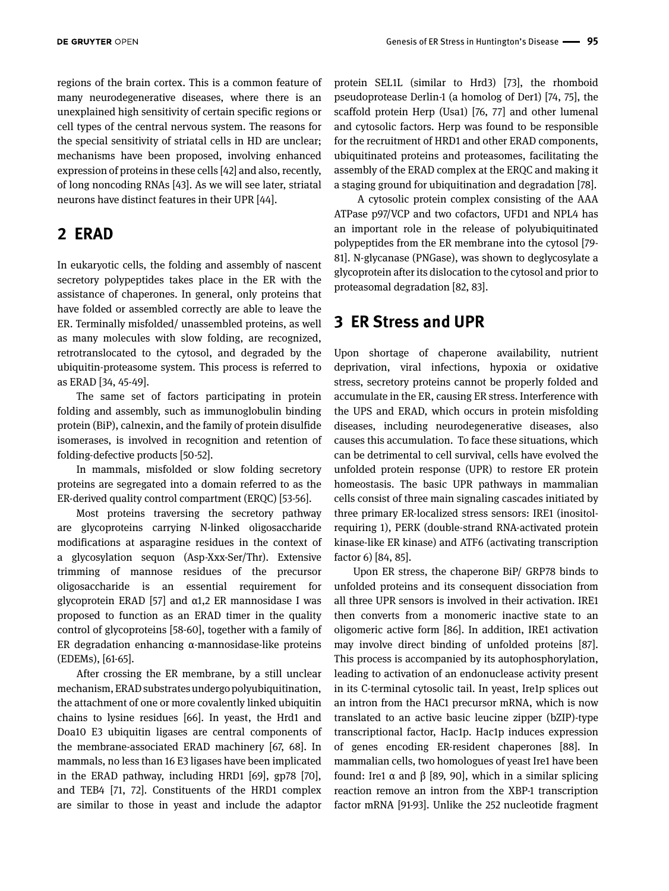regions of the brain cortex. This is a common feature of many neurodegenerative diseases, where there is an unexplained high sensitivity of certain specific regions or cell types of the central nervous system. The reasons for the special sensitivity of striatal cells in HD are unclear; mechanisms have been proposed, involving enhanced expression of proteins in these cells [42] and also, recently, of long noncoding RNAs [43]. As we will see later, striatal neurons have distinct features in their UPR [44].

## 2 ERAD

In eukaryotic cells, the folding and assembly of nascent secretory polypeptides takes place in the ER with the assistance of chaperones. In general, only proteins that have folded or assembled correctly are able to leave the ER. Terminally misfolded/ unassembled proteins, as well as many molecules with slow folding, are recognized, retrotranslocated to the cytosol, and degraded by the ubiquitin-proteasome system. This process is referred to as ERAD [34, 45-49].

The same set of factors participating in protein folding and assembly, such as immunoglobulin binding protein (BiP), calnexin, and the family of protein disulfide isomerases, is involved in recognition and retention of folding-defective products [50-52].

In mammals, misfolded or slow folding secretory proteins are segregated into a domain referred to as the ER-derived quality control compartment (ERQC) [53-56].

Most proteins traversing the secretory pathway are glycoproteins carrying N-linked oligosaccharide modifications at asparagine residues in the context of a glycosylation sequon (Asp-Xxx-Ser/Thr). Extensive trimming of mannose residues of the precursor oligosaccharide is an essential requirement for glycoprotein ERAD [57] and α1,2 ER mannosidase I was proposed to function as an ERAD timer in the quality control of glycoproteins [58-60], together with a family of ER degradation enhancing α-mannosidase-like proteins (EDEMs), [61-65].

After crossing the ER membrane, by a still unclear mechanism, ERAD substrates undergo polyubiquitination, the attachment of one or more covalently linked ubiquitin chains to lysine residues [66]. In yeast, the Hrd1 and Doa10 E3 ubiquitin ligases are central components of the membrane-associated ERAD machinery [67, 68]. In mammals, no less than 16 E3 ligases have been implicated in the ERAD pathway, including HRD1 [69], gp78 [70], and TEB4 [71, 72]. Constituents of the HRD1 complex are similar to those in yeast and include the adaptor protein SEL1L (similar to Hrd3) [73], the rhomboid pseudoprotease Derlin-1 (a homolog of Der1) [74, 75], the scaffold protein Herp (Usa1) [76, 77] and other lumenal and cytosolic factors. Herp was found to be responsible for the recruitment of HRD1 and other ERAD components, ubiquitinated proteins and proteasomes, facilitating the assembly of the ERAD complex at the ERQC and making it a staging ground for ubiquitination and degradation [78].

A cytosolic protein complex consisting of the AAA ATPase p97/VCP and two cofactors, UFD1 and NPL4 has an important role in the release of polyubiquitinated polypeptides from the ER membrane into the cytosol [79-81]. N-glycanase (PNGase), was shown to deglycosylate a glycoprotein after its dislocation to the cytosol and prior to proteasomal degradation [82, 83].

## 3 ER Stress and UPR

Upon shortage of chaperone availability, nutrient deprivation, viral infections, hypoxia or oxidative stress, secretory proteins cannot be properly folded and accumulate in the ER, causing ER stress. Interference with the UPS and ERAD, which occurs in protein misfolding diseases, including neurodegenerative diseases, also causes this accumulation. To face these situations, which can be detrimental to cell survival, cells have evolved the unfolded protein response (UPR) to restore ER protein homeostasis. The basic UPR pathways in mammalian cells consist of three main signaling cascades initiated by three primary ER-localized stress sensors: IRE1 (inositol-requiring 1), PERK (double-strand RNA-activated protein kinase-like ER kinase) and ATF6 (activating transcription factor 6) [84, 85].

Upon ER stress, the chaperone BiP/ GRP78 binds to unfolded proteins and its consequent dissociation from all three UPR sensors is involved in their activation. IRE1 then converts from a monomeric inactive state to an oligomeric active form [86]. In addition, IRE1 activation may involve direct binding of unfolded proteins [87]. This process is accompanied by its autophosphorylation, leading to activation of an endonuclease activity present in its C-terminal cytosolic tail. In yeast, Ire1p splices out an intron from the HAC1 precursor mRNA, which is now translated to an active basic leucine zipper (bZIP)-type transcriptional factor, Hac1p. Hac1p induces expression of genes encoding ER-resident chaperones [88]. In mammalian cells, two homologues of yeast Ire1 have been found: Ire1 α and β [89, 90], which in a similar splicing reaction remove an intron from the XBP-1 transcription factor mRNA [91-93]. Unlike the 252 nucleotide fragment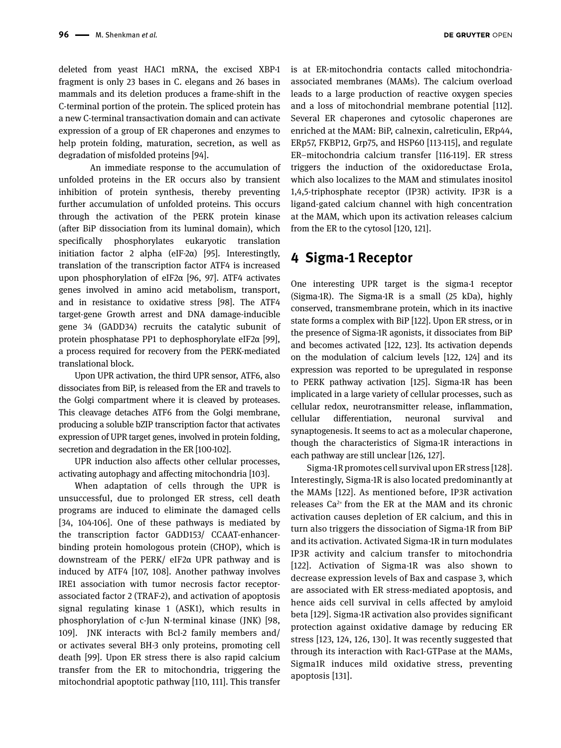deleted from yeast HAC1 mRNA, the excised XBP-1 fragment is only 23 bases in C. elegans and 26 bases in mammals and its deletion produces a frame-shift in the C-terminal portion of the protein. The spliced protein has a new C-terminal transactivation domain and can activate expression of a group of ER chaperones and enzymes to help protein folding, maturation, secretion, as well as degradation of misfolded proteins [94].

An immediate response to the accumulation of unfolded proteins in the ER occurs also by transient inhibition of protein synthesis, thereby preventing further accumulation of unfolded proteins. This occurs through the activation of the PERK protein kinase (after BiP dissociation from its luminal domain), which specifically phosphorylates eukaryotic translation initiation factor 2 alpha (eIF-2α) [95]. Interestingtly, translation of the transcription factor ATF4 is increased upon phosphorylation of eIF2α [96, 97]. ATF4 activates genes involved in amino acid metabolism, transport, and in resistance to oxidative stress [98]. The ATF4 target-gene Growth arrest and DNA damage-inducible gene 34 (GADD34) recruits the catalytic subunit of protein phosphatase PP1 to dephosphorylate eIF2α [99], a process required for recovery from the PERK-mediated translational block.

Upon UPR activation, the third UPR sensor, ATF6, also dissociates from BiP, is released from the ER and travels to the Golgi compartment where it is cleaved by proteases. This cleavage detaches ATF6 from the Golgi membrane, producing a soluble bZIP transcription factor that activates expression of UPR target genes, involved in protein folding, secretion and degradation in the ER [100-102].

UPR induction also affects other cellular processes, activating autophagy and affecting mitochondria [103].

When adaptation of cells through the UPR is unsuccessful, due to prolonged ER stress, cell death programs are induced to eliminate the damaged cells [34, 104-106]. One of these pathways is mediated by the transcription factor GADD153/ CCAAT-enhancer-binding protein homologous protein (CHOP), which is downstream of the PERK/ eIF2α UPR pathway and is induced by ATF4 [107, 108]. Another pathway involves IRE1 association with tumor necrosis factor receptor-associated factor 2 (TRAF-2), and activation of apoptosis signal regulating kinase 1 (ASK1), which results in phosphorylation of c-Jun N-terminal kinase (JNK) [98, 109]. JNK interacts with Bcl-2 family members and/ or activates several BH-3 only proteins, promoting cell death [99]. Upon ER stress there is also rapid calcium transfer from the ER to mitochondria, triggering the mitochondrial apoptotic pathway [110, 111]. This transfer is at ER-mitochondria contacts called mitochondria-associated membranes (MAMs). The calcium overload leads to a large production of reactive oxygen species and a loss of mitochondrial membrane potential [112]. Several ER chaperones and cytosolic chaperones are enriched at the MAM: BiP, calnexin, calreticulin, ERp44, ERp57, FKBP12, Grp75, and HSP60 [113-115], and regulate ER–mitochondria calcium transfer [116-119]. ER stress triggers the induction of the oxidoreductase Ero1a, which also localizes to the MAM and stimulates inositol 1,4,5-triphosphate receptor (IP3R) activity. IP3R is a ligand-gated calcium channel with high concentration at the MAM, which upon its activation releases calcium from the ER to the cytosol [120, 121].

## 4 Sigma-1 Receptor

One interesting UPR target is the sigma-1 receptor (Sigma-1R). The Sigma-1R is a small (25 kDa), highly conserved, transmembrane protein, which in its inactive state forms a complex with BiP [122]. Upon ER stress, or in the presence of Sigma-1R agonists, it dissociates from BiP and becomes activated [122, 123]. Its activation depends on the modulation of calcium levels [122, 124] and its expression was reported to be upregulated in response to PERK pathway activation [125]. Sigma-1R has been implicated in a large variety of cellular processes, such as cellular redox, neurotransmitter release, inflammation, cellular differentiation, neuronal survival and synaptogenesis. It seems to act as a molecular chaperone, though the characteristics of Sigma-1R interactions in each pathway are still unclear [126, 127].

Sigma-1R promotes cell survival upon ER stress [128]. Interestingly, Sigma-1R is also located predominantly at the MAMs [122]. As mentioned before, IP3R activation releases $Ca^{2+}$ from the ER at the MAM and its chronic activation causes depletion of ER calcium, and this in turn also triggers the dissociation of Sigma-1R from BiP and its activation. Activated Sigma-1R in turn modulates IP3R activity and calcium transfer to mitochondria [122]. Activation of Sigma-1R was also shown to decrease expression levels of Bax and caspase 3, which are associated with ER stress-mediated apoptosis, and hence aids cell survival in cells affected by amyloid beta [129]. Sigma-1R activation also provides significant protection against oxidative damage by reducing ER stress [123, 124, 126, 130]. It was recently suggested that through its interaction with Rac1-GTPase at the MAMs, Sigma1R induces mild oxidative stress, preventing apoptosis [131].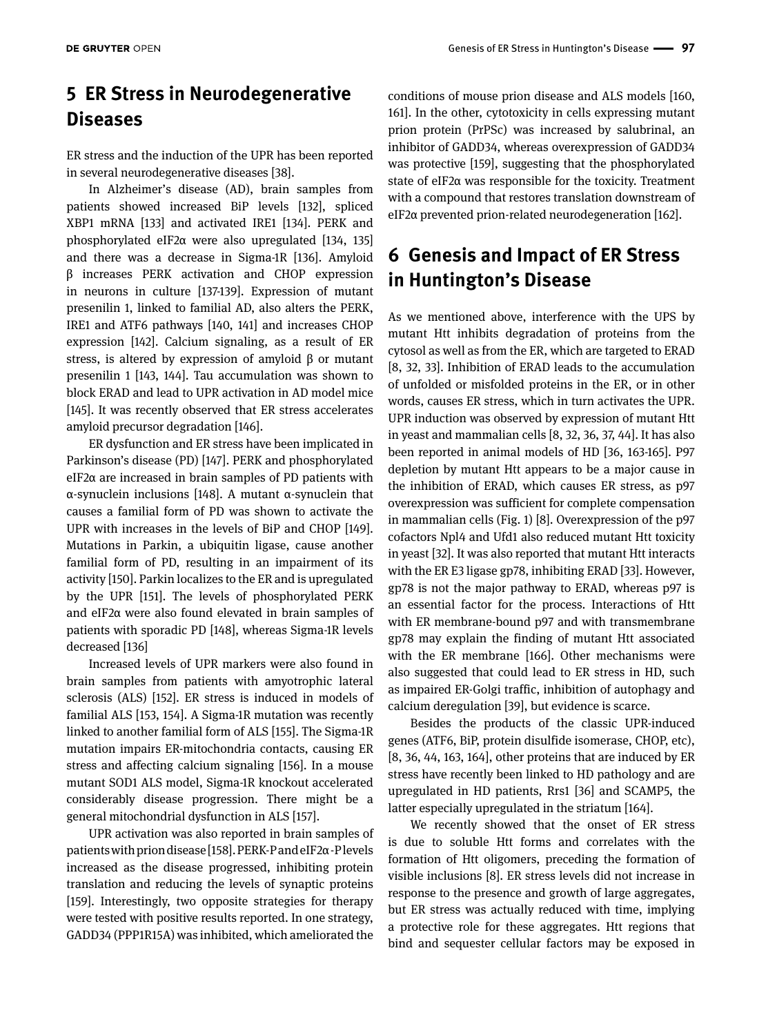## 5 ER Stress in Neurodegenerative Diseases

ER stress and the induction of the UPR has been reported in several neurodegenerative diseases [38].

In Alzheimer's disease (AD), brain samples from patients showed increased BiP levels [132], spliced XBP1 mRNA [133] and activated IRE1 [134]. PERK and phosphorylated eIF2α were also upregulated [134, 135] and there was a decrease in Sigma-1R [136]. Amyloid β increases PERK activation and CHOP expression in neurons in culture [137-139]. Expression of mutant presenilin 1, linked to familial AD, also alters the PERK, IRE1 and ATF6 pathways [140, 141] and increases CHOP expression [142]. Calcium signaling, as a result of ER stress, is altered by expression of amyloid β or mutant presenilin 1 [143, 144]. Tau accumulation was shown to block ERAD and lead to UPR activation in AD model mice [145]. It was recently observed that ER stress accelerates amyloid precursor degradation [146].

ER dysfunction and ER stress have been implicated in Parkinson's disease (PD) [147]. PERK and phosphorylated eIF2α are increased in brain samples of PD patients with α-synuclein inclusions [148]. A mutant α-synuclein that causes a familial form of PD was shown to activate the UPR with increases in the levels of BiP and CHOP [149]. Mutations in Parkin, a ubiquitin ligase, cause another familial form of PD, resulting in an impairment of its activity [150]. Parkin localizes to the ER and is upregulated by the UPR [151]. The levels of phosphorylated PERK and eIF2α were also found elevated in brain samples of patients with sporadic PD [148], whereas Sigma-1R levels decreased [136]

Increased levels of UPR markers were also found in brain samples from patients with amyotrophic lateral sclerosis (ALS) [152]. ER stress is induced in models of familial ALS [153, 154]. A Sigma-1R mutation was recently linked to another familial form of ALS [155]. The Sigma-1R mutation impairs ER-mitochondria contacts, causing ER stress and affecting calcium signaling [156]. In a mouse mutant SOD1 ALS model, Sigma-1R knockout accelerated considerably disease progression. There might be a general mitochondrial dysfunction in ALS [157].

UPR activation was also reported in brain samples of patients with prion disease [158]. PERK-P and eIF2α-P levels increased as the disease progressed, inhibiting protein translation and reducing the levels of synaptic proteins [159]. Interestingly, two opposite strategies for therapy were tested with positive results reported. In one strategy, GADD34 (PPP1R15A) was inhibited, which ameliorated the conditions of mouse prion disease and ALS models [160, 161]. In the other, cytotoxicity in cells expressing mutant prion protein (PrPSc) was increased by salubrinal, an inhibitor of GADD34, whereas overexpression of GADD34 was protective [159], suggesting that the phosphorylated state of eIF2α was responsible for the toxicity. Treatment with a compound that restores translation downstream of eIF2α prevented prion-related neurodegeneration [162].

## 6 Genesis and Impact of ER Stress in Huntington's Disease

As we mentioned above, interference with the UPS by mutant Htt inhibits degradation of proteins from the cytosol as well as from the ER, which are targeted to ERAD [8, 32, 33]. Inhibition of ERAD leads to the accumulation of unfolded or misfolded proteins in the ER, or in other words, causes ER stress, which in turn activates the UPR. UPR induction was observed by expression of mutant Htt in yeast and mammalian cells [8, 32, 36, 37, 44]. It has also been reported in animal models of HD [36, 163-165]. P97 depletion by mutant Htt appears to be a major cause in the inhibition of ERAD, which causes ER stress, as p97 overexpression was sufficient for complete compensation in mammalian cells (Fig. 1) [8]. Overexpression of the p97 cofactors Npl4 and Ufd1 also reduced mutant Htt toxicity in yeast [32]. It was also reported that mutant Htt interacts with the ER E3 ligase gp78, inhibiting ERAD [33]. However, gp78 is not the major pathway to ERAD, whereas p97 is an essential factor for the process. Interactions of Htt with ER membrane-bound p97 and with transmembrane gp78 may explain the finding of mutant Htt associated with the ER membrane [166]. Other mechanisms were also suggested that could lead to ER stress in HD, such as impaired ER-Golgi traffic, inhibition of autophagy and calcium deregulation [39], but evidence is scarce.

Besides the products of the classic UPR-induced genes (ATF6, BiP, protein disulfide isomerase, CHOP, etc), [8, 36, 44, 163, 164], other proteins that are induced by ER stress have recently been linked to HD pathology and are upregulated in HD patients, Rrs1 [36] and SCAMP5, the latter especially upregulated in the striatum [164].

We recently showed that the onset of ER stress is due to soluble Htt forms and correlates with the formation of Htt oligomers, preceding the formation of visible inclusions [8]. ER stress levels did not increase in response to the presence and growth of large aggregates, but ER stress was actually reduced with time, implying a protective role for these aggregates. Htt regions that bind and sequester cellular factors may be exposed in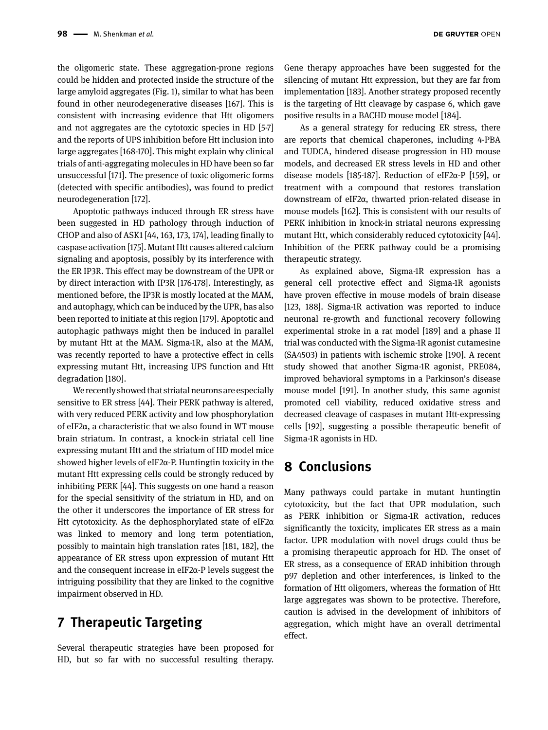the oligomeric state. These aggregation-prone regions could be hidden and protected inside the structure of the large amyloid aggregates (Fig. 1), similar to what has been found in other neurodegenerative diseases [167]. This is consistent with increasing evidence that Htt oligomers and not aggregates are the cytotoxic species in HD [5-7] and the reports of UPS inhibition before Htt inclusion into large aggregates [168-170]. This might explain why clinical trials of anti-aggregating molecules in HD have been so far unsuccessful [171]. The presence of toxic oligomeric forms (detected with specific antibodies), was found to predict neurodegeneration [172].

Apoptotic pathways induced through ER stress have been suggested in HD pathology through induction of CHOP and also of ASK1 [44, 163, 173, 174], leading finally to caspase activation [175]. Mutant Htt causes altered calcium signaling and apoptosis, possibly by its interference with the ER IP3R. This effect may be downstream of the UPR or by direct interaction with IP3R [176-178]. Interestingly, as mentioned before, the IP3R is mostly located at the MAM, and autophagy, which can be induced by the UPR, has also been reported to initiate at this region [179]. Apoptotic and autophagic pathways might then be induced in parallel by mutant Htt at the MAM. Sigma-1R, also at the MAM, was recently reported to have a protective effect in cells expressing mutant Htt, increasing UPS function and Htt degradation [180].

We recently showed that striatal neurons are especially sensitive to ER stress [44]. Their PERK pathway is altered, with very reduced PERK activity and low phosphorylation of eIF2α, a characteristic that we also found in WT mouse brain striatum. In contrast, a knock-in striatal cell line expressing mutant Htt and the striatum of HD model mice showed higher levels of eIF2α-P. Huntingtin toxicity in the mutant Htt expressing cells could be strongly reduced by inhibiting PERK [44]. This suggests on one hand a reason for the special sensitivity of the striatum in HD, and on the other it underscores the importance of ER stress for Htt cytotoxicity. As the dephosphorylated state of eIF2α was linked to memory and long term potentiation, possibly to maintain high translation rates [181, 182], the appearance of ER stress upon expression of mutant Htt and the consequent increase in eIF2α-P levels suggest the intriguing possibility that they are linked to the cognitive impairment observed in HD.

## 7 Therapeutic Targeting

Several therapeutic strategies have been proposed for HD, but so far with no successful resulting therapy. Gene therapy approaches have been suggested for the silencing of mutant Htt expression, but they are far from implementation [183]. Another strategy proposed recently is the targeting of Htt cleavage by caspase 6, which gave positive results in a BACHD mouse model [184].

As a general strategy for reducing ER stress, there are reports that chemical chaperones, including 4-PBA and TUDCA, hindered disease progression in HD mouse models, and decreased ER stress levels in HD and other disease models [185-187]. Reduction of eIF2α-P [159], or treatment with a compound that restores translation downstream of eIF2α, thwarted prion-related disease in mouse models [162]. This is consistent with our results of PERK inhibition in knock-in striatal neurons expressing mutant Htt, which considerably reduced cytotoxicity [44]. Inhibition of the PERK pathway could be a promising therapeutic strategy.

As explained above, Sigma-1R expression has a general cell protective effect and Sigma-1R agonists have proven effective in mouse models of brain disease [123, 188]. Sigma-1R activation was reported to induce neuronal re-growth and functional recovery following experimental stroke in a rat model [189] and a phase II trial was conducted with the Sigma-1R agonist cutamesine (SA4503) in patients with ischemic stroke [190]. A recent study showed that another Sigma-1R agonist, PRE084, improved behavioral symptoms in a Parkinson's disease mouse model [191]. In another study, this same agonist promoted cell viability, reduced oxidative stress and decreased cleavage of caspases in mutant Htt-expressing cells [192], suggesting a possible therapeutic benefit of Sigma-1R agonists in HD.

## 8 Conclusions

Many pathways could partake in mutant huntingtin cytotoxicity, but the fact that UPR modulation, such as PERK inhibition or Sigma-1R activation, reduces significantly the toxicity, implicates ER stress as a main factor. UPR modulation with novel drugs could thus be a promising therapeutic approach for HD. The onset of ER stress, as a consequence of ERAD inhibition through p97 depletion and other interferences, is linked to the formation of Htt oligomers, whereas the formation of Htt large aggregates was shown to be protective. Therefore, caution is advised in the development of inhibitors of aggregation, which might have an overall detrimental effect.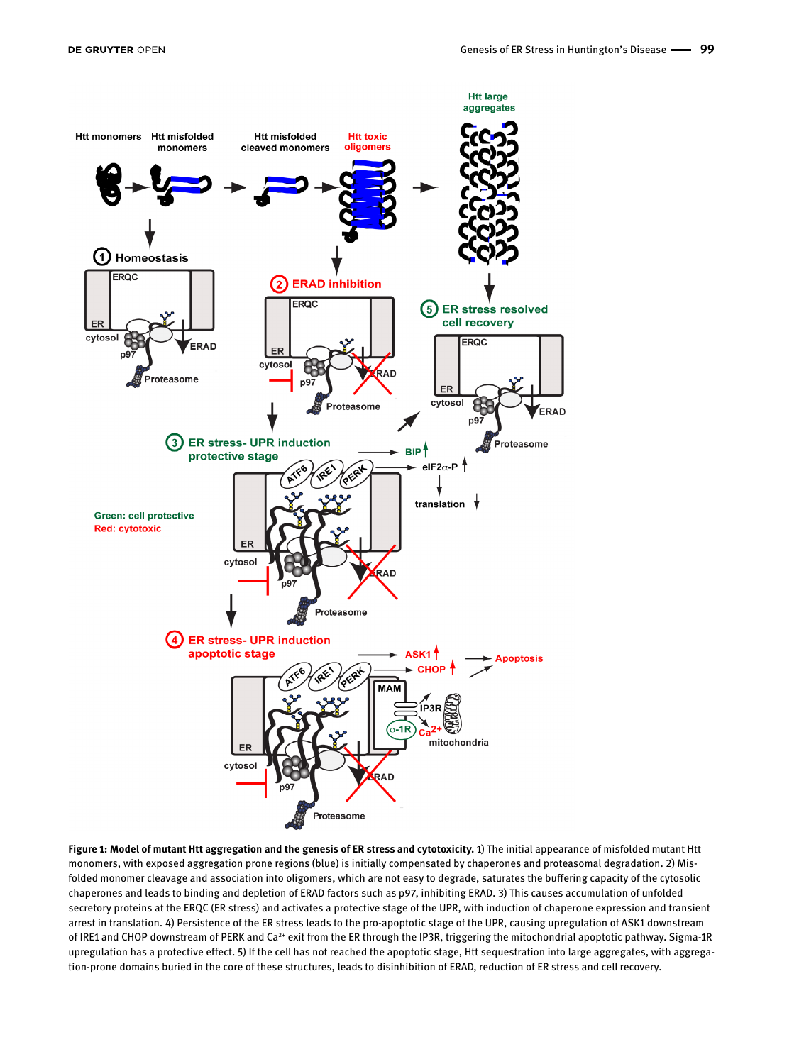**Figure 1: Model of mutant Htt aggregation and the genesis of ER stress and cytotoxicity.** 1) The initial appearance of misfolded mutant Htt monomers, with exposed aggregation prone regions (blue) is initially compensated by chaperones and proteasomal degradation. 2) Misfolded monomer cleavage and association into oligomers, which are not easy to degrade, saturates the buffering capacity of the cytosolic chaperones and leads to binding and depletion of ERAD factors such as p97, inhibiting ERAD. 3) This causes accumulation of unfolded secretory proteins at the ERQC (ER stress) and activates a protective stage of the UPR, with induction of chaperone expression and transient arrest in translation. 4) Persistence of the ER stress leads to the pro-apoptotic stage of the UPR, causing upregulation of ASK1 downstream of IRE1 and CHOP downstream of PERK and $Ca^{2+}$ exit from the ER through the IP3R, triggering the mitochondrial apoptotic pathway. Sigma-1R upregulation has a protective effect. 5) If the cell has not reached the apoptotic stage, Htt sequestration into large aggregates, with aggregation-prone domains buried in the core of these structures, leads to disinhibition of ERAD, reduction of ER stress and cell recovery.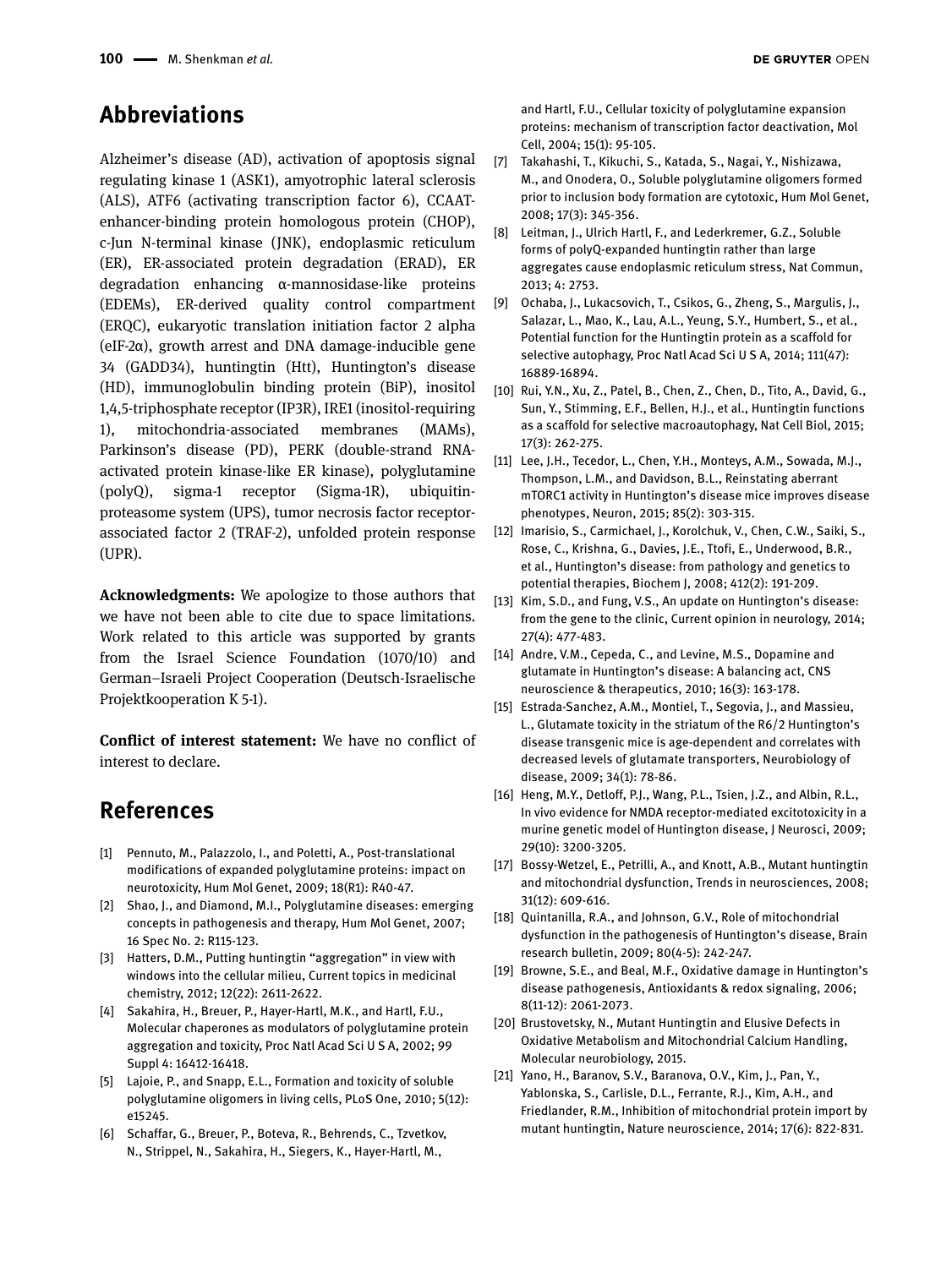## Abbreviations

Alzheimer's disease (AD), activation of apoptosis signal regulating kinase 1 (ASK1), amyotrophic lateral sclerosis (ALS), ATF6 (activating transcription factor 6), CCAAT-enhancer-binding protein homologous protein (CHOP), c-Jun N-terminal kinase (JNK), endoplasmic reticulum (ER), ER-associated protein degradation (ERAD), ER degradation enhancing α-mannosidase-like proteins (EDEMs), ER-derived quality control compartment (ERQC), eukaryotic translation initiation factor 2 alpha (eIF-2α), growth arrest and DNA damage-inducible gene 34 (GADD34), huntingtin (Htt), Huntington's disease (HD), immunoglobulin binding protein (BiP), inositol 1,4,5-triphosphate receptor (IP3R), IRE1 (inositol-requiring 1), mitochondria-associated membranes (MAMs), Parkinson's disease (PD), PERK (double-strand RNA-activated protein kinase-like ER kinase), polyglutamine (polyQ), sigma-1 receptor (Sigma-1R), ubiquitin-proteasome system (UPS), tumor necrosis factor receptor-associated factor 2 (TRAF-2), unfolded protein response (UPR).

**Acknowledgments:** We apologize to those authors that we have not been able to cite due to space limitations. Work related to this article was supported by grants from the Israel Science Foundation (1070/10) and German–Israeli Project Cooperation (Deutsch-Israelische Projektkooperation K 5-1).

**Conflict of interest statement:** We have no conflict of interest to declare.

## References

[1] Pennuto, M., Palazzolo, I., and Poletti, A., Post-translational modifications of expanded polyglutamine proteins: impact on neurotoxicity, Hum Mol Genet, 2009; 18(R1): R40-47.

[2] Shao, J., and Diamond, M.I., Polyglutamine diseases: emerging concepts in pathogenesis and therapy, Hum Mol Genet, 2007; 16 Spec No. 2: R115-123.

[3] Hatters, D.M., Putting huntingtin "aggregation" in view with windows into the cellular milieu, Current topics in medicinal chemistry, 2012; 12(22): 2611-2622.

[4] Sakahira, H., Breuer, P., Hayer-Hartl, M.K., and Hartl, F.U., Molecular chaperones as modulators of polyglutamine protein aggregation and toxicity, Proc Natl Acad Sci U S A, 2002; 99 Suppl 4: 16412-16418.

[5] Lajoie, P., and Snapp, E.L., Formation and toxicity of soluble polyglutamine oligomers in living cells, PLoS One, 2010; 5(12): e15245.

[6] Schaffar, G., Breuer, P., Boteva, R., Behrends, C., Tzvetkov, N., Strippel, N., Sakahira, H., Siegers, K., Hayer-Hartl, M., and Hartl, F.U., Cellular toxicity of polyglutamine expansion proteins: mechanism of transcription factor deactivation, Mol Cell, 2004; 15(1): 95-105.

[7] Takahashi, T., Kikuchi, S., Katada, S., Nagai, Y., Nishizawa, M., and Onodera, O., Soluble polyglutamine oligomers formed prior to inclusion body formation are cytotoxic, Hum Mol Genet, 2008; 17(3): 345-356.

[8] Leitman, J., Ulrich Hartl, F., and Lederkremer, G.Z., Soluble forms of polyQ-expanded huntingtin rather than large aggregates cause endoplasmic reticulum stress, Nat Commun, 2013; 4: 2753.

[9] Ochaba, J., Lukacsovich, T., Csikos, G., Zheng, S., Margulis, J., Salazar, L., Mao, K., Lau, A.L., Yeung, S.Y., Humbert, S., et al., Potential function for the Huntingtin protein as a scaffold for selective autophagy, Proc Natl Acad Sci U S A, 2014; 111(47): 16889-16894.

[10] Rui, Y.N., Xu, Z., Patel, B., Chen, Z., Chen, D., Tito, A., David, G., Sun, Y., Stimming, E.F., Bellen, H.J., et al., Huntingtin functions as a scaffold for selective macroautophagy, Nat Cell Biol, 2015; 17(3): 262-275.

[11] Lee, J.H., Tecedor, L., Chen, Y.H., Monteys, A.M., Sowada, M.J., Thompson, L.M., and Davidson, B.L., Reinstating aberrant mTORC1 activity in Huntington's disease mice improves disease phenotypes, Neuron, 2015; 85(2): 303-315.

[12] Imarisio, S., Carmichael, J., Korolchuk, V., Chen, C.W., Saiki, S., Rose, C., Krishna, G., Davies, J.E., Ttofi, E., Underwood, B.R., et al., Huntington's disease: from pathology and genetics to potential therapies, Biochem J, 2008; 412(2): 191-209.

[13] Kim, S.D., and Fung, V.S., An update on Huntington's disease: from the gene to the clinic, Current opinion in neurology, 2014; 27(4): 477-483.

[14] Andre, V.M., Cepeda, C., and Levine, M.S., Dopamine and glutamate in Huntington's disease: A balancing act, CNS neuroscience & therapeutics, 2010; 16(3): 163-178.

[15] Estrada-Sanchez, A.M., Montiel, T., Segovia, J., and Massieu, L., Glutamate toxicity in the striatum of the R6/2 Huntington's disease transgenic mice is age-dependent and correlates with decreased levels of glutamate transporters, Neurobiology of disease, 2009; 34(1): 78-86.

[16] Heng, M.Y., Detloff, P.J., Wang, P.L., Tsien, J.Z., and Albin, R.L., In vivo evidence for NMDA receptor-mediated excitotoxicity in a murine genetic model of Huntington disease, J Neurosci, 2009; 29(10): 3200-3205.

[17] Bossy-Wetzel, E., Petrilli, A., and Knott, A.B., Mutant huntingtin and mitochondrial dysfunction, Trends in neurosciences, 2008; 31(12): 609-616.

[18] Quintanilla, R.A., and Johnson, G.V., Role of mitochondrial dysfunction in the pathogenesis of Huntington's disease, Brain research bulletin, 2009; 80(4-5): 242-247.

[19] Browne, S.E., and Beal, M.F., Oxidative damage in Huntington's disease pathogenesis, Antioxidants & redox signaling, 2006; 8(11-12): 2061-2073.

[20] Brustovetsky, N., Mutant Huntingtin and Elusive Defects in Oxidative Metabolism and Mitochondrial Calcium Handling, Molecular neurobiology, 2015.

[21] Yano, H., Baranov, S.V., Baranova, O.V., Kim, J., Pan, Y., Yablonska, S., Carlisle, D.L., Ferrante, R.J., Kim, A.H., and Friedlander, R.M., Inhibition of mitochondrial protein import by mutant huntingtin, Nature neuroscience, 2014; 17(6): 822-831.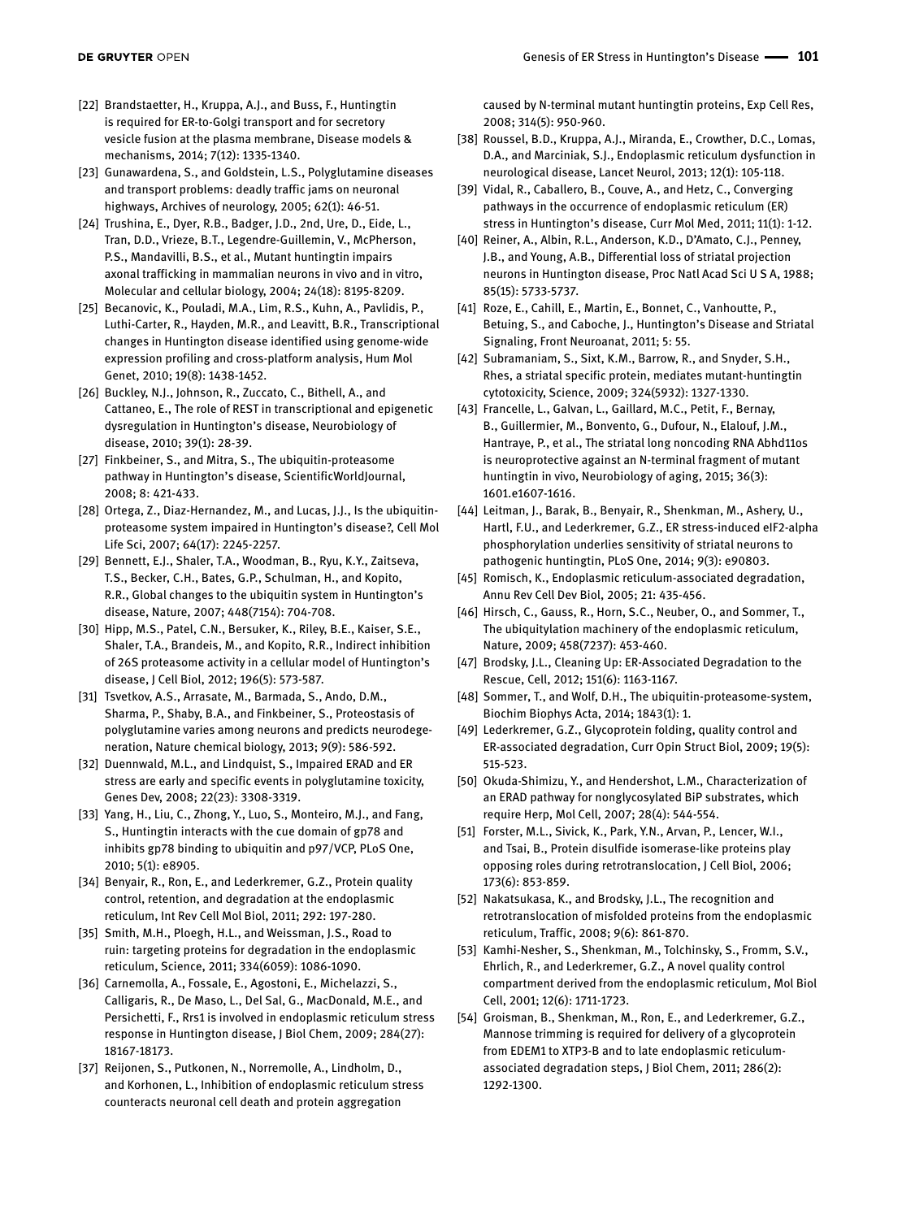[22] Brandstaetter, H., Kruppa, A.J., and Buss, F., Huntingtin is required for ER-to-Golgi transport and for secretory vesicle fusion at the plasma membrane, Disease models & mechanisms, 2014; 7(12): 1335-1340.

[23] Gunawardena, S., and Goldstein, L.S., Polyglutamine diseases and transport problems: deadly traffic jams on neuronal highways, Archives of neurology, 2005; 62(1): 46-51.

[24] Trushina, E., Dyer, R.B., Badger, J.D., 2nd, Ure, D., Eide, L., Tran, D.D., Vrieze, B.T., Legendre-Guillemin, V., McPherson, P.S., Mandavilli, B.S., et al., Mutant huntingtin impairs axonal trafficking in mammalian neurons in vivo and in vitro, Molecular and cellular biology, 2004; 24(18): 8195-8209.

[25] Becanovic, K., Pouladi, M.A., Lim, R.S., Kuhn, A., Pavlidis, P., Luthi-Carter, R., Hayden, M.R., and Leavitt, B.R., Transcriptional changes in Huntington disease identified using genome-wide expression profiling and cross-platform analysis, Hum Mol Genet, 2010; 19(8): 1438-1452.

[26] Buckley, N.J., Johnson, R., Zuccato, C., Bithell, A., and Cattaneo, E., The role of REST in transcriptional and epigenetic dysregulation in Huntington's disease, Neurobiology of disease, 2010; 39(1): 28-39.

[27] Finkbeiner, S., and Mitra, S., The ubiquitin-proteasome pathway in Huntington's disease, ScientificWorldJournal, 2008; 8: 421-433.

[28] Ortega, Z., Diaz-Hernandez, M., and Lucas, J.J., Is the ubiquitin-proteasome system impaired in Huntington's disease?, Cell Mol Life Sci, 2007; 64(17): 2245-2257.

[29] Bennett, E.J., Shaler, T.A., Woodman, B., Ryu, K.Y., Zaitseva, T.S., Becker, C.H., Bates, G.P., Schulman, H., and Kopito, R.R., Global changes to the ubiquitin system in Huntington's disease, Nature, 2007; 448(7154): 704-708.

[30] Hipp, M.S., Patel, C.N., Bersuker, K., Riley, B.E., Kaiser, S.E., Shaler, T.A., Brandeis, M., and Kopito, R.R., Indirect inhibition of 26S proteasome activity in a cellular model of Huntington's disease, J Cell Biol, 2012; 196(5): 573-587.

[31] Tsvetkov, A.S., Arrasate, M., Barmada, S., Ando, D.M., Sharma, P., Shaby, B.A., and Finkbeiner, S., Proteostasis of polyglutamine varies among neurons and predicts neurodegeneration, Nature chemical biology, 2013; 9(9): 586-592.

[32] Duennwald, M.L., and Lindquist, S., Impaired ERAD and ER stress are early and specific events in polyglutamine toxicity, Genes Dev, 2008; 22(23): 3308-3319.

[33] Yang, H., Liu, C., Zhong, Y., Luo, S., Monteiro, M.J., and Fang, S., Huntingtin interacts with the cue domain of gp78 and inhibits gp78 binding to ubiquitin and p97/VCP, PLoS One, 2010; 5(1): e8905.

[34] Benyair, R., Ron, E., and Lederkremer, G.Z., Protein quality control, retention, and degradation at the endoplasmic reticulum, Int Rev Cell Mol Biol, 2011; 292: 197-280.

[35] Smith, M.H., Ploegh, H.L., and Weissman, J.S., Road to ruin: targeting proteins for degradation in the endoplasmic reticulum, Science, 2011; 334(6059): 1086-1090.

[36] Carnemolla, A., Fossale, E., Agostoni, E., Michelazzi, S., Calligaris, R., De Maso, L., Del Sal, G., MacDonald, M.E., and Persichetti, F., Rrs1 is involved in endoplasmic reticulum stress response in Huntington disease, J Biol Chem, 2009; 284(27): 18167-18173.

[37] Reijonen, S., Putkonen, N., Norremolle, A., Lindholm, D., and Korhonen, L., Inhibition of endoplasmic reticulum stress counteracts neuronal cell death and protein aggregation caused by N-terminal mutant huntingtin proteins, Exp Cell Res, 2008; 314(5): 950-960.

[38] Roussel, B.D., Kruppa, A.J., Miranda, E., Crowther, D.C., Lomas, D.A., and Marciniak, S.J., Endoplasmic reticulum dysfunction in neurological disease, Lancet Neurol, 2013; 12(1): 105-118.

[39] Vidal, R., Caballero, B., Couve, A., and Hetz, C., Converging pathways in the occurrence of endoplasmic reticulum (ER) stress in Huntington's disease, Curr Mol Med, 2011; 11(1): 1-12.

[40] Reiner, A., Albin, R.L., Anderson, K.D., D'Amato, C.J., Penney, J.B., and Young, A.B., Differential loss of striatal projection neurons in Huntington disease, Proc Natl Acad Sci U S A, 1988; 85(15): 5733-5737.

[41] Roze, E., Cahill, E., Martin, E., Bonnet, C., Vanhoutte, P., Betuing, S., and Caboche, J., Huntington's Disease and Striatal Signaling, Front Neuroanat, 2011; 5: 55.

[42] Subramaniam, S., Sixt, K.M., Barrow, R., and Snyder, S.H., Rhes, a striatal specific protein, mediates mutant-huntingtin cytotoxicity, Science, 2009; 324(5932): 1327-1330.

[43] Francelle, L., Galvan, L., Gaillard, M.C., Petit, F., Bernay, B., Guillermier, M., Bonvento, G., Dufour, N., Elalouf, J.M., Hantraye, P., et al., The striatal long noncoding RNA Abhd11os is neuroprotective against an N-terminal fragment of mutant huntingtin in vivo, Neurobiology of aging, 2015; 36(3): 1601.e1607-1616.

[44] Leitman, J., Barak, B., Benyair, R., Shenkman, M., Ashery, U., Hartl, F.U., and Lederkremer, G.Z., ER stress-induced eIF2-alpha phosphorylation underlies sensitivity of striatal neurons to pathogenic huntingtin, PLoS One, 2014; 9(3): e90803.

[45] Romisch, K., Endoplasmic reticulum-associated degradation, Annu Rev Cell Dev Biol, 2005; 21: 435-456.

[46] Hirsch, C., Gauss, R., Horn, S.C., Neuber, O., and Sommer, T., The ubiquitylation machinery of the endoplasmic reticulum, Nature, 2009; 458(7237): 453-460.

[47] Brodsky, J.L., Cleaning Up: ER-Associated Degradation to the Rescue, Cell, 2012; 151(6): 1163-1167.

[48] Sommer, T., and Wolf, D.H., The ubiquitin-proteasome-system, Biochim Biophys Acta, 2014; 1843(1): 1.

[49] Lederkremer, G.Z., Glycoprotein folding, quality control and ER-associated degradation, Curr Opin Struct Biol, 2009; 19(5): 515-523.

[50] Okuda-Shimizu, Y., and Hendershot, L.M., Characterization of an ERAD pathway for nonglycosylated BiP substrates, which require Herp, Mol Cell, 2007; 28(4): 544-554.

[51] Forster, M.L., Sivick, K., Park, Y.N., Arvan, P., Lencer, W.I., and Tsai, B., Protein disulfide isomerase-like proteins play opposing roles during retrotranslocation, J Cell Biol, 2006; 173(6): 853-859.

[52] Nakatsukasa, K., and Brodsky, J.L., The recognition and retrotranslocation of misfolded proteins from the endoplasmic reticulum, Traffic, 2008; 9(6): 861-870.

[53] Kamhi-Nesher, S., Shenkman, M., Tolchinsky, S., Fromm, S.V., Ehrlich, R., and Lederkremer, G.Z., A novel quality control compartment derived from the endoplasmic reticulum, Mol Biol Cell, 2001; 12(6): 1711-1723.

[54] Groisman, B., Shenkman, M., Ron, E., and Lederkremer, G.Z., Mannose trimming is required for delivery of a glycoprotein from EDEM1 to XTP3-B and to late endoplasmic reticulum-associated degradation steps, J Biol Chem, 2011; 286(2): 1292-1300.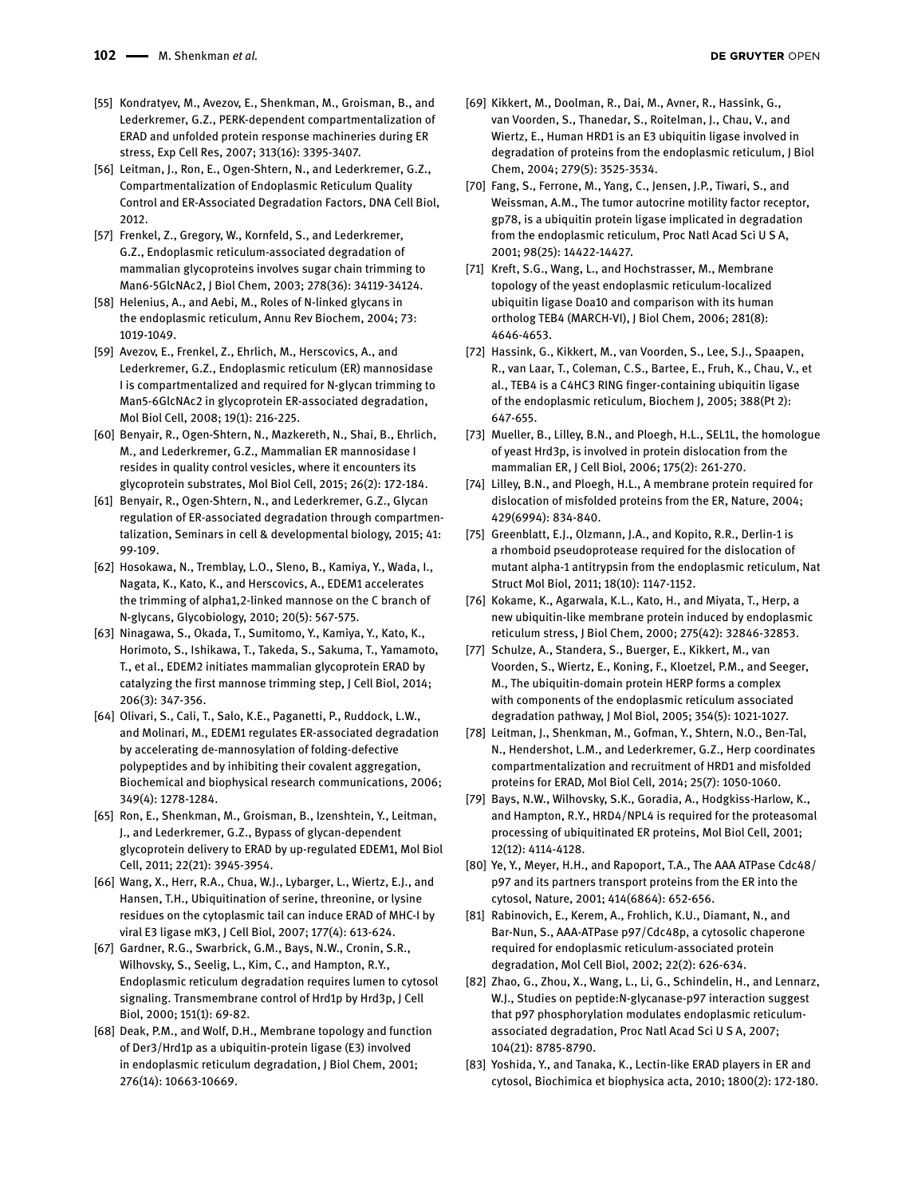[55] Kondratyev, M., Avezov, E., Shenkman, M., Groisman, B., and Lederkremer, G.Z., PERK-dependent compartmentalization of ERAD and unfolded protein response machineries during ER stress, Exp Cell Res, 2007; 313(16): 3395-3407.

[56] Leitman, J., Ron, E., Ogen-Shtern, N., and Lederkremer, G.Z., Compartmentalization of Endoplasmic Reticulum Quality Control and ER-Associated Degradation Factors, DNA Cell Biol, 2012.

[57] Frenkel, Z., Gregory, W., Kornfeld, S., and Lederkremer, G.Z., Endoplasmic reticulum-associated degradation of mammalian glycoproteins involves sugar chain trimming to Man6-5GlcNAc2, J Biol Chem, 2003; 278(36): 34119-34124.

[58] Helenius, A., and Aebi, M., Roles of N-linked glycans in the endoplasmic reticulum, Annu Rev Biochem, 2004; 73: 1019-1049.

[59] Avezov, E., Frenkel, Z., Ehrlich, M., Herscovics, A., and Lederkremer, G.Z., Endoplasmic reticulum (ER) mannosidase I is compartmentalized and required for N-glycan trimming to Man5-6GlcNAc2 in glycoprotein ER-associated degradation, Mol Biol Cell, 2008; 19(1): 216-225.

[60] Benyair, R., Ogen-Shtern, N., Mazkereth, N., Shai, B., Ehrlich, M., and Lederkremer, G.Z., Mammalian ER mannosidase I resides in quality control vesicles, where it encounters its glycoprotein substrates, Mol Biol Cell, 2015; 26(2): 172-184.

[61] Benyair, R., Ogen-Shtern, N., and Lederkremer, G.Z., Glycan regulation of ER-associated degradation through compartmentalization, Seminars in cell & developmental biology, 2015; 41: 99-109.

[62] Hosokawa, N., Tremblay, L.O., Sleno, B., Kamiya, Y., Wada, I., Nagata, K., Kato, K., and Herscovics, A., EDEM1 accelerates the trimming of alpha1,2-linked mannose on the C branch of N-glycans, Glycobiology, 2010; 20(5): 567-575.

[63] Ninagawa, S., Okada, T., Sumitomo, Y., Kamiya, Y., Kato, K., Horimoto, S., Ishikawa, T., Takeda, S., Sakuma, T., Yamamoto, T., et al., EDEM2 initiates mammalian glycoprotein ERAD by catalyzing the first mannose trimming step, J Cell Biol, 2014; 206(3): 347-356.

[64] Olivari, S., Cali, T., Salo, K.E., Paganetti, P., Ruddock, L.W., and Molinari, M., EDEM1 regulates ER-associated degradation by accelerating de-mannosylation of folding-defective polypeptides and by inhibiting their covalent aggregation, Biochemical and biophysical research communications, 2006; 349(4): 1278-1284.

[65] Ron, E., Shenkman, M., Groisman, B., Izenshtein, Y., Leitman, J., and Lederkremer, G.Z., Bypass of glycan-dependent glycoprotein delivery to ERAD by up-regulated EDEM1, Mol Biol Cell, 2011; 22(21): 3945-3954.

[66] Wang, X., Herr, R.A., Chua, W.J., Lybarger, L., Wiertz, E.J., and Hansen, T.H., Ubiquitination of serine, threonine, or lysine residues on the cytoplasmic tail can induce ERAD of MHC-I by viral E3 ligase mK3, J Cell Biol, 2007; 177(4): 613-624.

[67] Gardner, R.G., Swarbrick, G.M., Bays, N.W., Cronin, S.R., Wilhovsky, S., Seelig, L., Kim, C., and Hampton, R.Y., Endoplasmic reticulum degradation requires lumen to cytosol signaling. Transmembrane control of Hrd1p by Hrd3p, J Cell Biol, 2000; 151(1): 69-82.

[68] Deak, P.M., and Wolf, D.H., Membrane topology and function of Der3/Hrd1p as a ubiquitin-protein ligase (E3) involved in endoplasmic reticulum degradation, J Biol Chem, 2001; 276(14): 10663-10669.

[69] Kikkert, M., Doolman, R., Dai, M., Avner, R., Hassink, G., van Voorden, S., Thanedar, S., Roitelman, J., Chau, V., and Wiertz, E., Human HRD1 is an E3 ubiquitin ligase involved in degradation of proteins from the endoplasmic reticulum, J Biol Chem, 2004; 279(5): 3525-3534.

[70] Fang, S., Ferrone, M., Yang, C., Jensen, J.P., Tiwari, S., and Weissman, A.M., The tumor autocrine motility factor receptor, gp78, is a ubiquitin protein ligase implicated in degradation from the endoplasmic reticulum, Proc Natl Acad Sci U S A, 2001; 98(25): 14422-14427.

[71] Kreft, S.G., Wang, L., and Hochstrasser, M., Membrane topology of the yeast endoplasmic reticulum-localized ubiquitin ligase Doa10 and comparison with its human ortholog TEB4 (MARCH-VI), J Biol Chem, 2006; 281(8): 4646-4653.

[72] Hassink, G., Kikkert, M., van Voorden, S., Lee, S.J., Spaapen, R., van Laar, T., Coleman, C.S., Bartee, E., Fruh, K., Chau, V., et al., TEB4 is a C4HC3 RING finger-containing ubiquitin ligase of the endoplasmic reticulum, Biochem J, 2005; 388(Pt 2): 647-655.

[73] Mueller, B., Lilley, B.N., and Ploegh, H.L., SEL1L, the homologue of yeast Hrd3p, is involved in protein dislocation from the mammalian ER, J Cell Biol, 2006; 175(2): 261-270.

[74] Lilley, B.N., and Ploegh, H.L., A membrane protein required for dislocation of misfolded proteins from the ER, Nature, 2004; 429(6994): 834-840.

[75] Greenblatt, E.J., Olzmann, J.A., and Kopito, R.R., Derlin-1 is a rhomboid pseudoprotease required for the dislocation of mutant alpha-1 antitrypsin from the endoplasmic reticulum, Nat Struct Mol Biol, 2011; 18(10): 1147-1152.

[76] Kokame, K., Agarwala, K.L., Kato, H., and Miyata, T., Herp, a new ubiquitin-like membrane protein induced by endoplasmic reticulum stress, J Biol Chem, 2000; 275(42): 32846-32853.

[77] Schulze, A., Standera, S., Buerger, E., Kikkert, M., van Voorden, S., Wiertz, E., Koning, F., Kloetzel, P.M., and Seeger, M., The ubiquitin-domain protein HERP forms a complex with components of the endoplasmic reticulum associated degradation pathway, J Mol Biol, 2005; 354(5): 1021-1027.

[78] Leitman, J., Shenkman, M., Gofman, Y., Shtern, N.O., Ben-Tal, N., Hendershot, L.M., and Lederkremer, G.Z., Herp coordinates compartmentalization and recruitment of HRD1 and misfolded proteins for ERAD, Mol Biol Cell, 2014; 25(7): 1050-1060.

[79] Bays, N.W., Wilhovsky, S.K., Goradia, A., Hodgkiss-Harlow, K., and Hampton, R.Y., HRD4/NPL4 is required for the proteasomal processing of ubiquitinated ER proteins, Mol Biol Cell, 2001; 12(12): 4114-4128.

[80] Ye, Y., Meyer, H.H., and Rapoport, T.A., The AAA ATPase Cdc48/p97 and its partners transport proteins from the ER into the cytosol, Nature, 2001; 414(6864): 652-656.

[81] Rabinovich, E., Kerem, A., Frohlich, K.U., Diamant, N., and Bar-Nun, S., AAA-ATPase p97/Cdc48p, a cytosolic chaperone required for endoplasmic reticulum-associated protein degradation, Mol Cell Biol, 2002; 22(2): 626-634.

[82] Zhao, G., Zhou, X., Wang, L., Li, G., Schindelin, H., and Lennarz, W.J., Studies on peptide:N-glycanase-p97 interaction suggest that p97 phosphorylation modulates endoplasmic reticulum-associated degradation, Proc Natl Acad Sci U S A, 2007; 104(21): 8785-8790.

[83] Yoshida, Y., and Tanaka, K., Lectin-like ERAD players in ER and cytosol, Biochimica et biophysica acta, 2010; 1800(2): 172-180.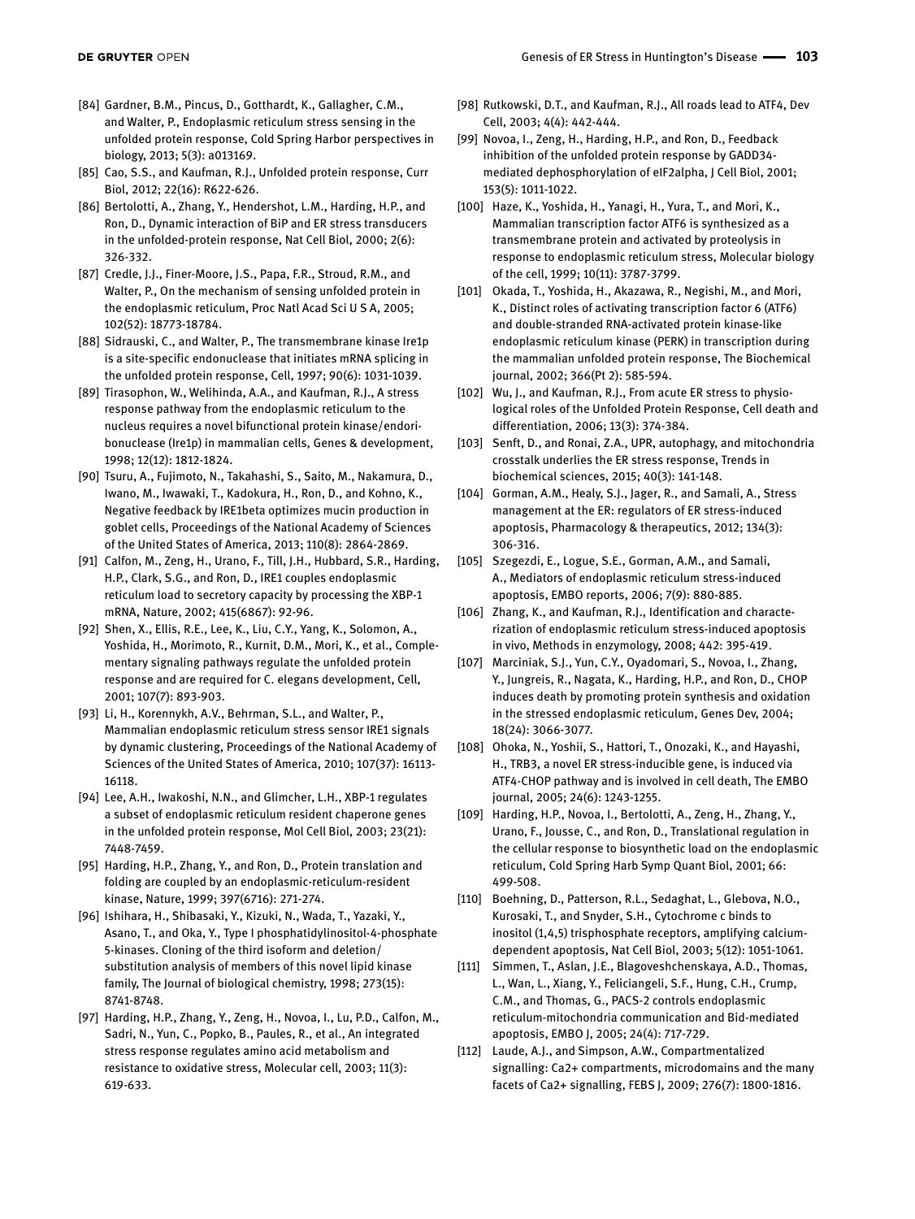[84] Gardner, B.M., Pincus, D., Gotthardt, K., Gallagher, C.M., and Walter, P., Endoplasmic reticulum stress sensing in the unfolded protein response, Cold Spring Harbor perspectives in biology, 2013; 5(3): a013169.

[85] Cao, S.S., and Kaufman, R.J., Unfolded protein response, Curr Biol, 2012; 22(16): R622-626.

[86] Bertolotti, A., Zhang, Y., Hendershot, L.M., Harding, H.P., and Ron, D., Dynamic interaction of BiP and ER stress transducers in the unfolded-protein response, Nat Cell Biol, 2000; 2(6): 326-332.

[87] Credle, J.J., Finer-Moore, J.S., Papa, F.R., Stroud, R.M., and Walter, P., On the mechanism of sensing unfolded protein in the endoplasmic reticulum, Proc Natl Acad Sci U S A, 2005; 102(52): 18773-18784.

[88] Sidrauski, C., and Walter, P., The transmembrane kinase Ire1p is a site-specific endonuclease that initiates mRNA splicing in the unfolded protein response, Cell, 1997; 90(6): 1031-1039.

[89] Tirasophon, W., Welihinda, A.A., and Kaufman, R.J., A stress response pathway from the endoplasmic reticulum to the nucleus requires a novel bifunctional protein kinase/endoribonuclease (Ire1p) in mammalian cells, Genes & development, 1998; 12(12): 1812-1824.

[90] Tsuru, A., Fujimoto, N., Takahashi, S., Saito, M., Nakamura, D., Iwano, M., Iwawaki, T., Kadokura, H., Ron, D., and Kohno, K., Negative feedback by IRE1beta optimizes mucin production in goblet cells, Proceedings of the National Academy of Sciences of the United States of America, 2013; 110(8): 2864-2869.

[91] Calfon, M., Zeng, H., Urano, F., Till, J.H., Hubbard, S.R., Harding, H.P., Clark, S.G., and Ron, D., IRE1 couples endoplasmic reticulum load to secretory capacity by processing the XBP-1 mRNA, Nature, 2002; 415(6867): 92-96.

[92] Shen, X., Ellis, R.E., Lee, K., Liu, C.Y., Yang, K., Solomon, A., Yoshida, H., Morimoto, R., Kurnit, D.M., Mori, K., et al., Complementary signaling pathways regulate the unfolded protein response and are required for C. elegans development, Cell, 2001; 107(7): 893-903.

[93] Li, H., Korennykh, A.V., Behrman, S.L., and Walter, P., Mammalian endoplasmic reticulum stress sensor IRE1 signals by dynamic clustering, Proceedings of the National Academy of Sciences of the United States of America, 2010; 107(37): 16113-16118.

[94] Lee, A.H., Iwakoshi, N.N., and Glimcher, L.H., XBP-1 regulates a subset of endoplasmic reticulum resident chaperone genes in the unfolded protein response, Mol Cell Biol, 2003; 23(21): 7448-7459.

[95] Harding, H.P., Zhang, Y., and Ron, D., Protein translation and folding are coupled by an endoplasmic-reticulum-resident kinase, Nature, 1999; 397(6716): 271-274.

[96] Ishihara, H., Shibasaki, Y., Kizuki, N., Wada, T., Yazaki, Y., Asano, T., and Oka, Y., Type I phosphatidylinositol-4-phosphate 5-kinases. Cloning of the third isoform and deletion/substitution analysis of members of this novel lipid kinase family, The Journal of biological chemistry, 1998; 273(15): 8741-8748.

[97] Harding, H.P., Zhang, Y., Zeng, H., Novoa, I., Lu, P.D., Calfon, M., Sadri, N., Yun, C., Popko, B., Paules, R., et al., An integrated stress response regulates amino acid metabolism and resistance to oxidative stress, Molecular cell, 2003; 11(3): 619-633.

[98] Rutkowski, D.T., and Kaufman, R.J., All roads lead to ATF4, Dev Cell, 2003; 4(4): 442-444.

[99] Novoa, I., Zeng, H., Harding, H.P., and Ron, D., Feedback inhibition of the unfolded protein response by GADD34-mediated dephosphorylation of eIF2alpha, J Cell Biol, 2001; 153(5): 1011-1022.

[100] Haze, K., Yoshida, H., Yanagi, H., Yura, T., and Mori, K., Mammalian transcription factor ATF6 is synthesized as a transmembrane protein and activated by proteolysis in response to endoplasmic reticulum stress, Molecular biology of the cell, 1999; 10(11): 3787-3799.

[101] Okada, T., Yoshida, H., Akazawa, R., Negishi, M., and Mori, K., Distinct roles of activating transcription factor 6 (ATF6) and double-stranded RNA-activated protein kinase-like endoplasmic reticulum kinase (PERK) in transcription during the mammalian unfolded protein response, The Biochemical journal, 2002; 366(Pt 2): 585-594.

[102] Wu, J., and Kaufman, R.J., From acute ER stress to physiological roles of the Unfolded Protein Response, Cell death and differentiation, 2006; 13(3): 374-384.

[103] Senft, D., and Ronai, Z.A., UPR, autophagy, and mitochondria crosstalk underlies the ER stress response, Trends in biochemical sciences, 2015; 40(3): 141-148.

[104] Gorman, A.M., Healy, S.J., Jager, R., and Samali, A., Stress management at the ER: regulators of ER stress-induced apoptosis, Pharmacology & therapeutics, 2012; 134(3): 306-316.

[105] Szegezdi, E., Logue, S.E., Gorman, A.M., and Samali, A., Mediators of endoplasmic reticulum stress-induced apoptosis, EMBO reports, 2006; 7(9): 880-885.

[106] Zhang, K., and Kaufman, R.J., Identification and characterization of endoplasmic reticulum stress-induced apoptosis in vivo, Methods in enzymology, 2008; 442: 395-419.

[107] Marciniak, S.J., Yun, C.Y., Oyadomari, S., Novoa, I., Zhang, Y., Jungreis, R., Nagata, K., Harding, H.P., and Ron, D., CHOP induces death by promoting protein synthesis and oxidation in the stressed endoplasmic reticulum, Genes Dev, 2004; 18(24): 3066-3077.

[108] Ohoka, N., Yoshii, S., Hattori, T., Onozaki, K., and Hayashi, H., TRB3, a novel ER stress-inducible gene, is induced via ATF4-CHOP pathway and is involved in cell death, The EMBO journal, 2005; 24(6): 1243-1255.

[109] Harding, H.P., Novoa, I., Bertolotti, A., Zeng, H., Zhang, Y., Urano, F., Jousse, C., and Ron, D., Translational regulation in the cellular response to biosynthetic load on the endoplasmic reticulum, Cold Spring Harb Symp Quant Biol, 2001; 66: 499-508.

[110] Boehning, D., Patterson, R.L., Sedaghat, L., Glebova, N.O., Kurosaki, T., and Snyder, S.H., Cytochrome c binds to inositol (1,4,5) trisphosphate receptors, amplifying calcium-dependent apoptosis, Nat Cell Biol, 2003; 5(12): 1051-1061.

[111] Simmen, T., Aslan, J.E., Blagoveshchenskaya, A.D., Thomas, L., Wan, L., Xiang, Y., Feliciangeli, S.F., Hung, C.H., Crump, C.M., and Thomas, G., PACS-2 controls endoplasmic reticulum-mitochondria communication and Bid-mediated apoptosis, EMBO J, 2005; 24(4): 717-729.

[112] Laude, A.J., and Simpson, A.W., Compartmentalized signalling: Ca2+ compartments, microdomains and the many facets of Ca2+ signalling, FEBS J, 2009; 276(7): 1800-1816.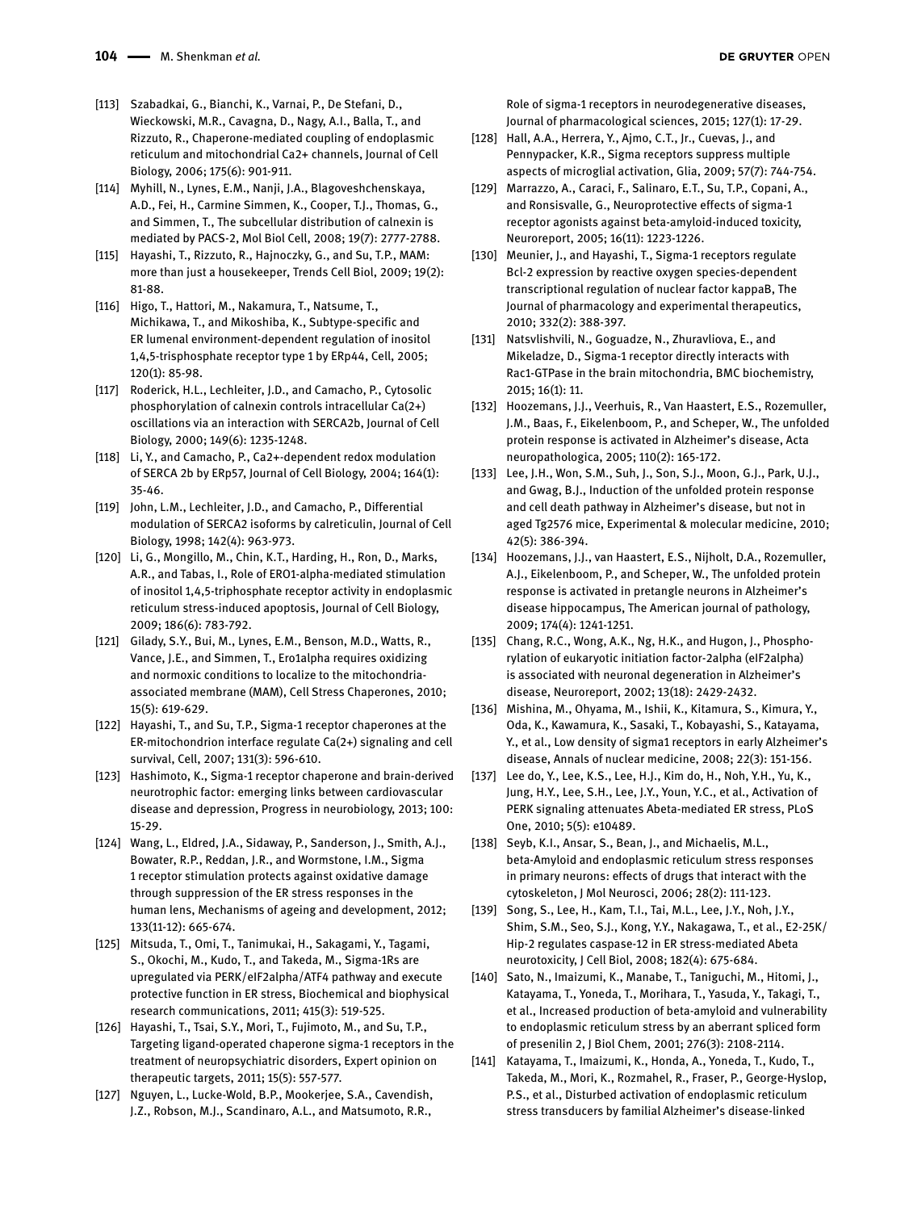[113] Szabadkai, G., Bianchi, K., Varnai, P., De Stefani, D., Wieckowski, M.R., Cavagna, D., Nagy, A.I., Balla, T., and Rizzuto, R., Chaperone-mediated coupling of endoplasmic reticulum and mitochondrial Ca2+ channels, Journal of Cell Biology, 2006; 175(6): 901-911.

[114] Myhill, N., Lynes, E.M., Nanji, J.A., Blagoveshchenskaya, A.D., Fei, H., Carmine Simmen, K., Cooper, T.J., Thomas, G., and Simmen, T., The subcellular distribution of calnexin is mediated by PACS-2, Mol Biol Cell, 2008; 19(7): 2777-2788.

[115] Hayashi, T., Rizzuto, R., Hajnoczky, G., and Su, T.P., MAM: more than just a housekeeper, Trends Cell Biol, 2009; 19(2): 81-88.

[116] Higo, T., Hattori, M., Nakamura, T., Natsume, T., Michikawa, T., and Mikoshiba, K., Subtype-specific and ER lumenal environment-dependent regulation of inositol 1,4,5-trisphosphate receptor type 1 by ERp44, Cell, 2005; 120(1): 85-98.

[117] Roderick, H.L., Lechleiter, J.D., and Camacho, P., Cytosolic phosphorylation of calnexin controls intracellular Ca(2+) oscillations via an interaction with SERCA2b, Journal of Cell Biology, 2000; 149(6): 1235-1248.

[118] Li, Y., and Camacho, P., Ca2+-dependent redox modulation of SERCA 2b by ERp57, Journal of Cell Biology, 2004; 164(1): 35-46.

[119] John, L.M., Lechleiter, J.D., and Camacho, P., Differential modulation of SERCA2 isoforms by calreticulin, Journal of Cell Biology, 1998; 142(4): 963-973.

[120] Li, G., Mongillo, M., Chin, K.T., Harding, H., Ron, D., Marks, A.R., and Tabas, I., Role of ERO1-alpha-mediated stimulation of inositol 1,4,5-triphosphate receptor activity in endoplasmic reticulum stress-induced apoptosis, Journal of Cell Biology, 2009; 186(6): 783-792.

[121] Gilady, S.Y., Bui, M., Lynes, E.M., Benson, M.D., Watts, R., Vance, J.E., and Simmen, T., Ero1alpha requires oxidizing and normoxic conditions to localize to the mitochondria-associated membrane (MAM), Cell Stress Chaperones, 2010; 15(5): 619-629.

[122] Hayashi, T., and Su, T.P., Sigma-1 receptor chaperones at the ER-mitochondrion interface regulate Ca(2+) signaling and cell survival, Cell, 2007; 131(3): 596-610.

[123] Hashimoto, K., Sigma-1 receptor chaperone and brain-derived neurotrophic factor: emerging links between cardiovascular disease and depression, Progress in neurobiology, 2013; 100: 15-29.

[124] Wang, L., Eldred, J.A., Sidaway, P., Sanderson, J., Smith, A.J., Bowater, R.P., Reddan, J.R., and Wormstone, I.M., Sigma 1 receptor stimulation protects against oxidative damage through suppression of the ER stress responses in the human lens, Mechanisms of ageing and development, 2012; 133(11-12): 665-674.

[125] Mitsuda, T., Omi, T., Tanimukai, H., Sakagami, Y., Tagami, S., Okochi, M., Kudo, T., and Takeda, M., Sigma-1Rs are upregulated via PERK/eIF2alpha/ATF4 pathway and execute protective function in ER stress, Biochemical and biophysical research communications, 2011; 415(3): 519-525.

[126] Hayashi, T., Tsai, S.Y., Mori, T., Fujimoto, M., and Su, T.P., Targeting ligand-operated chaperone sigma-1 receptors in the treatment of neuropsychiatric disorders, Expert opinion on therapeutic targets, 2011; 15(5): 557-577.

[127] Nguyen, L., Lucke-Wold, B.P., Mookerjee, S.A., Cavendish, J.Z., Robson, M.J., Scandinaro, A.L., and Matsumoto, R.R., Role of sigma-1 receptors in neurodegenerative diseases, Journal of pharmacological sciences, 2015; 127(1): 17-29.

[128] Hall, A.A., Herrera, Y., Ajmo, C.T., Jr., Cuevas, J., and Pennypacker, K.R., Sigma receptors suppress multiple aspects of microglial activation, Glia, 2009; 57(7): 744-754.

[129] Marrazzo, A., Caraci, F., Salinaro, E.T., Su, T.P., Copani, A., and Ronsisvalle, G., Neuroprotective effects of sigma-1 receptor agonists against beta-amyloid-induced toxicity, Neuroreport, 2005; 16(11): 1223-1226.

[130] Meunier, J., and Hayashi, T., Sigma-1 receptors regulate Bcl-2 expression by reactive oxygen species-dependent transcriptional regulation of nuclear factor kappaB, The Journal of pharmacology and experimental therapeutics, 2010; 332(2): 388-397.

[131] Natsvlishvili, N., Goguadze, N., Zhuravliova, E., and Mikeladze, D., Sigma-1 receptor directly interacts with Rac1-GTPase in the brain mitochondria, BMC biochemistry, 2015; 16(1): 11.

[132] Hoozemans, J.J., Veerhuis, R., Van Haastert, E.S., Rozemuller, J.M., Baas, F., Eikelenboom, P., and Scheper, W., The unfolded protein response is activated in Alzheimer's disease, Acta neuropathologica, 2005; 110(2): 165-172.

[133] Lee, J.H., Won, S.M., Suh, J., Son, S.J., Moon, G.J., Park, U.J., and Gwag, B.J., Induction of the unfolded protein response and cell death pathway in Alzheimer's disease, but not in aged Tg2576 mice, Experimental & molecular medicine, 2010; 42(5): 386-394.

[134] Hoozemans, J.J., van Haastert, E.S., Nijholt, D.A., Rozemuller, A.J., Eikelenboom, P., and Scheper, W., The unfolded protein response is activated in pretangle neurons in Alzheimer's disease hippocampus, The American journal of pathology, 2009; 174(4): 1241-1251.

[135] Chang, R.C., Wong, A.K., Ng, H.K., and Hugon, J., Phosphorylation of eukaryotic initiation factor-2alpha (eIF2alpha) is associated with neuronal degeneration in Alzheimer's disease, Neuroreport, 2002; 13(18): 2429-2432.

[136] Mishina, M., Ohyama, M., Ishii, K., Kitamura, S., Kimura, Y., Oda, K., Kawamura, K., Sasaki, T., Kobayashi, S., Katayama, Y., et al., Low density of sigma1 receptors in early Alzheimer's disease, Annals of nuclear medicine, 2008; 22(3): 151-156.

[137] Lee do, Y., Lee, K.S., Lee, H.J., Kim do, H., Noh, Y.H., Yu, K., Jung, H.Y., Lee, S.H., Lee, J.Y., Youn, Y.C., et al., Activation of PERK signaling attenuates Abeta-mediated ER stress, PLoS One, 2010; 5(5): e10489.

[138] Seyb, K.I., Ansar, S., Bean, J., and Michaelis, M.L., beta-Amyloid and endoplasmic reticulum stress responses in primary neurons: effects of drugs that interact with the cytoskeleton, J Mol Neurosci, 2006; 28(2): 111-123.

[139] Song, S., Lee, H., Kam, T.I., Tai, M.L., Lee, J.Y., Noh, J.Y., Shim, S.M., Seo, S.J., Kong, Y.Y., Nakagawa, T., et al., E2-25K/Hip-2 regulates caspase-12 in ER stress-mediated Abeta neurotoxicity, J Cell Biol, 2008; 182(4): 675-684.

[140] Sato, N., Imaizumi, K., Manabe, T., Taniguchi, M., Hitomi, J., Katayama, T., Yoneda, T., Morihara, T., Yasuda, Y., Takagi, T., et al., Increased production of beta-amyloid and vulnerability to endoplasmic reticulum stress by an aberrant spliced form of presenilin 2, J Biol Chem, 2001; 276(3): 2108-2114.

[141] Katayama, T., Imaizumi, K., Honda, A., Yoneda, T., Kudo, T., Takeda, M., Mori, K., Rozmahel, R., Fraser, P., George-Hyslop, P.S., et al., Disturbed activation of endoplasmic reticulum stress transducers by familial Alzheimer's disease-linked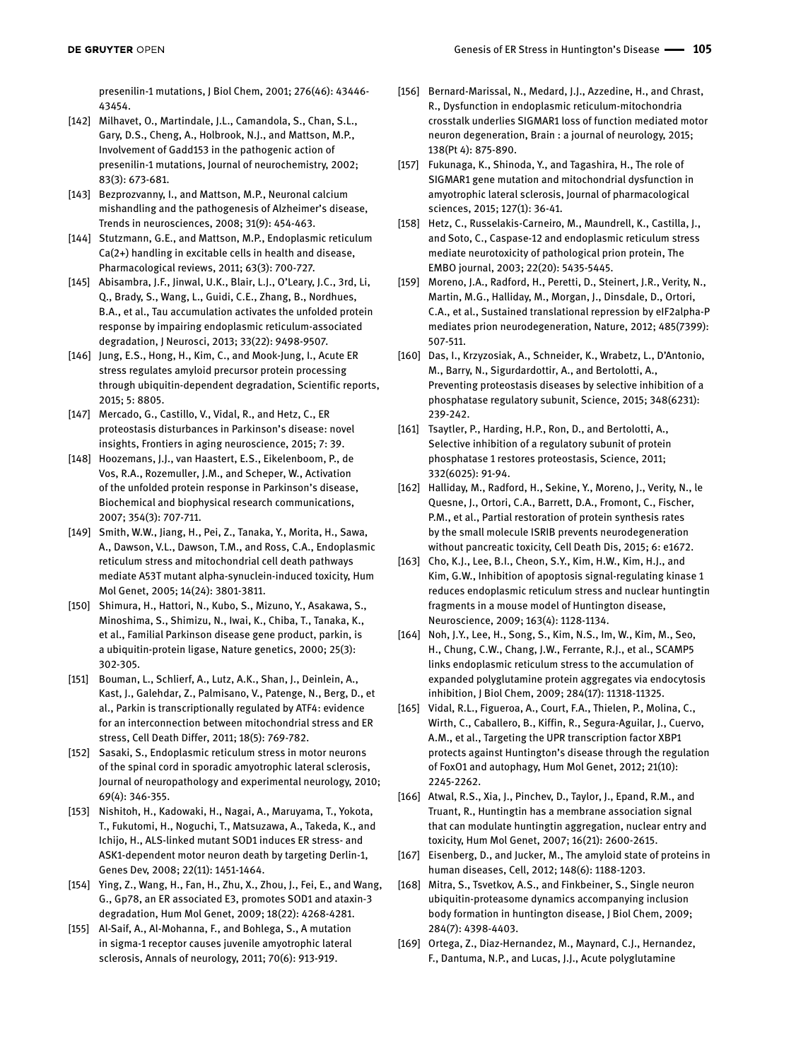presenilin-1 mutations, J Biol Chem, 2001; 276(46): 43446-43454.

[142] Milhavet, O., Martindale, J.L., Camandola, S., Chan, S.L., Gary, D.S., Cheng, A., Holbrook, N.J., and Mattson, M.P., Involvement of Gadd153 in the pathogenic action of presenilin-1 mutations, Journal of neurochemistry, 2002; 83(3): 673-681.

[143] Bezprozvanny, I., and Mattson, M.P., Neuronal calcium mishandling and the pathogenesis of Alzheimer's disease, Trends in neurosciences, 2008; 31(9): 454-463.

[144] Stutzmann, G.E., and Mattson, M.P., Endoplasmic reticulum Ca(2+) handling in excitable cells in health and disease, Pharmacological reviews, 2011; 63(3): 700-727.

[145] Abisambra, J.F., Jinwal, U.K., Blair, L.J., O'Leary, J.C., 3rd, Li, Q., Brady, S., Wang, L., Guidi, C.E., Zhang, B., Nordhues, B.A., et al., Tau accumulation activates the unfolded protein response by impairing endoplasmic reticulum-associated degradation, J Neurosci, 2013; 33(22): 9498-9507.

[146] Jung, E.S., Hong, H., Kim, C., and Mook-Jung, I., Acute ER stress regulates amyloid precursor protein processing through ubiquitin-dependent degradation, Scientific reports, 2015; 5: 8805.

[147] Mercado, G., Castillo, V., Vidal, R., and Hetz, C., ER proteostasis disturbances in Parkinson's disease: novel insights, Frontiers in aging neuroscience, 2015; 7: 39.

[148] Hoozemans, J.J., van Haastert, E.S., Eikelenboom, P., de Vos, R.A., Rozemuller, J.M., and Scheper, W., Activation of the unfolded protein response in Parkinson's disease, Biochemical and biophysical research communications, 2007; 354(3): 707-711.

[149] Smith, W.W., Jiang, H., Pei, Z., Tanaka, Y., Morita, H., Sawa, A., Dawson, V.L., Dawson, T.M., and Ross, C.A., Endoplasmic reticulum stress and mitochondrial cell death pathways mediate A53T mutant alpha-synuclein-induced toxicity, Hum Mol Genet, 2005; 14(24): 3801-3811.

[150] Shimura, H., Hattori, N., Kubo, S., Mizuno, Y., Asakawa, S., Minoshima, S., Shimizu, N., Iwai, K., Chiba, T., Tanaka, K., et al., Familial Parkinson disease gene product, parkin, is a ubiquitin-protein ligase, Nature genetics, 2000; 25(3): 302-305.

[151] Bouman, L., Schlierf, A., Lutz, A.K., Shan, J., Deinlein, A., Kast, J., Galehdar, Z., Palmisano, V., Patenge, N., Berg, D., et al., Parkin is transcriptionally regulated by ATF4: evidence for an interconnection between mitochondrial stress and ER stress, Cell Death Differ, 2011; 18(5): 769-782.

[152] Sasaki, S., Endoplasmic reticulum stress in motor neurons of the spinal cord in sporadic amyotrophic lateral sclerosis, Journal of neuropathology and experimental neurology, 2010; 69(4): 346-355.

[153] Nishitoh, H., Kadowaki, H., Nagai, A., Maruyama, T., Yokota, T., Fukutomi, H., Noguchi, T., Matsuzawa, A., Takeda, K., and Ichijo, H., ALS-linked mutant SOD1 induces ER stress- and ASK1-dependent motor neuron death by targeting Derlin-1, Genes Dev, 2008; 22(11): 1451-1464.

[154] Ying, Z., Wang, H., Fan, H., Zhu, X., Zhou, J., Fei, E., and Wang, G., Gp78, an ER associated E3, promotes SOD1 and ataxin-3 degradation, Hum Mol Genet, 2009; 18(22): 4268-4281.

[155] Al-Saif, A., Al-Mohanna, F., and Bohlega, S., A mutation in sigma-1 receptor causes juvenile amyotrophic lateral sclerosis, Annals of neurology, 2011; 70(6): 913-919.

[156] Bernard-Marissal, N., Medard, J.J., Azzedine, H., and Chrast, R., Dysfunction in endoplasmic reticulum-mitochondria crosstalk underlies SIGMAR1 loss of function mediated motor neuron degeneration, Brain : a journal of neurology, 2015; 138(Pt 4): 875-890.

[157] Fukunaga, K., Shinoda, Y., and Tagashira, H., The role of SIGMAR1 gene mutation and mitochondrial dysfunction in amyotrophic lateral sclerosis, Journal of pharmacological sciences, 2015; 127(1): 36-41.

[158] Hetz, C., Russelakis-Carneiro, M., Maundrell, K., Castilla, J., and Soto, C., Caspase-12 and endoplasmic reticulum stress mediate neurotoxicity of pathological prion protein, The EMBO journal, 2003; 22(20): 5435-5445.

[159] Moreno, J.A., Radford, H., Peretti, D., Steinert, J.R., Verity, N., Martin, M.G., Halliday, M., Morgan, J., Dinsdale, D., Ortori, C.A., et al., Sustained translational repression by eIF2alpha-P mediates prion neurodegeneration, Nature, 2012; 485(7399): 507-511.

[160] Das, I., Krzyzosiak, A., Schneider, K., Wrabetz, L., D'Antonio, M., Barry, N., Sigurdardottir, A., and Bertolotti, A., Preventing proteostasis diseases by selective inhibition of a phosphatase regulatory subunit, Science, 2015; 348(6231): 239-242.

[161] Tsaytler, P., Harding, H.P., Ron, D., and Bertolotti, A., Selective inhibition of a regulatory subunit of protein phosphatase 1 restores proteostasis, Science, 2011; 332(6025): 91-94.

[162] Halliday, M., Radford, H., Sekine, Y., Moreno, J., Verity, N., le Quesne, J., Ortori, C.A., Barrett, D.A., Fromont, C., Fischer, P.M., et al., Partial restoration of protein synthesis rates by the small molecule ISRIB prevents neurodegeneration without pancreatic toxicity, Cell Death Dis, 2015; 6: e1672.

[163] Cho, K.J., Lee, B.I., Cheon, S.Y., Kim, H.W., Kim, H.J., and Kim, G.W., Inhibition of apoptosis signal-regulating kinase 1 reduces endoplasmic reticulum stress and nuclear huntingtin fragments in a mouse model of Huntington disease, Neuroscience, 2009; 163(4): 1128-1134.

[164] Noh, J.Y., Lee, H., Song, S., Kim, N.S., Im, W., Kim, M., Seo, H., Chung, C.W., Chang, J.W., Ferrante, R.J., et al., SCAMP5 links endoplasmic reticulum stress to the accumulation of expanded polyglutamine protein aggregates via endocytosis inhibition, J Biol Chem, 2009; 284(17): 11318-11325.

[165] Vidal, R.L., Figueroa, A., Court, F.A., Thielen, P., Molina, C., Wirth, C., Caballero, B., Kiffin, R., Segura-Aguilar, J., Cuervo, A.M., et al., Targeting the UPR transcription factor XBP1 protects against Huntington's disease through the regulation of FoxO1 and autophagy, Hum Mol Genet, 2012; 21(10): 2245-2262.

[166] Atwal, R.S., Xia, J., Pinchev, D., Taylor, J., Epand, R.M., and Truant, R., Huntingtin has a membrane association signal that can modulate huntingtin aggregation, nuclear entry and toxicity, Hum Mol Genet, 2007; 16(21): 2600-2615.

[167] Eisenberg, D., and Jucker, M., The amyloid state of proteins in human diseases, Cell, 2012; 148(6): 1188-1203.

[168] Mitra, S., Tsvetkov, A.S., and Finkbeiner, S., Single neuron ubiquitin-proteasome dynamics accompanying inclusion body formation in huntington disease, J Biol Chem, 2009; 284(7): 4398-4403.

[169] Ortega, Z., Diaz-Hernandez, M., Maynard, C.J., Hernandez, F., Dantuma, N.P., and Lucas, J.J., Acute polyglutamine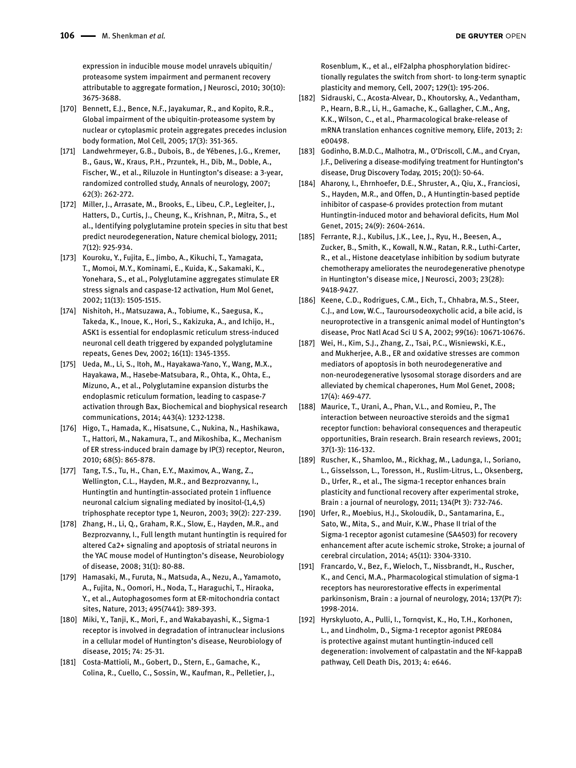expression in inducible mouse model unravels ubiquitin/proteasome system impairment and permanent recovery attributable to aggregate formation, J Neurosci, 2010; 30(10): 3675-3688.

[170] Bennett, E.J., Bence, N.F., Jayakumar, R., and Kopito, R.R., Global impairment of the ubiquitin-proteasome system by nuclear or cytoplasmic protein aggregates precedes inclusion body formation, Mol Cell, 2005; 17(3): 351-365.

[171] Landwehrmeyer, G.B., Dubois, B., de Yébenes, J.G., Kremer, B., Gaus, W., Kraus, P.H., Przuntek, H., Dib, M., Doble, A., Fischer, W., et al., Riluzole in Huntington's disease: a 3-year, randomized controlled study, Annals of neurology, 2007; 62(3): 262-272.

[172] Miller, J., Arrasate, M., Brooks, E., Libeu, C.P., Legleiter, J., Hatters, D., Curtis, J., Cheung, K., Krishnan, P., Mitra, S., et al., Identifying polyglutamine protein species in situ that best predict neurodegeneration, Nature chemical biology, 2011; 7(12): 925-934.

[173] Kouroku, Y., Fujita, E., Jimbo, A., Kikuchi, T., Yamagata, T., Momoi, M.Y., Kominami, E., Kuida, K., Sakamaki, K., Yonehara, S., et al., Polyglutamine aggregates stimulate ER stress signals and caspase-12 activation, Hum Mol Genet, 2002; 11(13): 1505-1515.

[174] Nishitoh, H., Matsuzawa, A., Tobiume, K., Saegusa, K., Takeda, K., Inoue, K., Hori, S., Kakizuka, A., and Ichijo, H., ASK1 is essential for endoplasmic reticulum stress-induced neuronal cell death triggered by expanded polyglutamine repeats, Genes Dev, 2002; 16(11): 1345-1355.

[175] Ueda, M., Li, S., Itoh, M., Hayakawa-Yano, Y., Wang, M.X., Hayakawa, M., Hasebe-Matsubara, R., Ohta, K., Ohta, E., Mizuno, A., et al., Polyglutamine expansion disturbs the endoplasmic reticulum formation, leading to caspase-7 activation through Bax, Biochemical and biophysical research communications, 2014; 443(4): 1232-1238.

[176] Higo, T., Hamada, K., Hisatsune, C., Nukina, N., Hashikawa, T., Hattori, M., Nakamura, T., and Mikoshiba, K., Mechanism of ER stress-induced brain damage by IP(3) receptor, Neuron, 2010; 68(5): 865-878.

[177] Tang, T.S., Tu, H., Chan, E.Y., Maximov, A., Wang, Z., Wellington, C.L., Hayden, M.R., and Bezprozvanny, I., Huntingtin and huntingtin-associated protein 1 influence neuronal calcium signaling mediated by inositol-(1,4,5) triphosphate receptor type 1, Neuron, 2003; 39(2): 227-239.

[178] Zhang, H., Li, Q., Graham, R.K., Slow, E., Hayden, M.R., and Bezprozvanny, I., Full length mutant huntingtin is required for altered Ca2+ signaling and apoptosis of striatal neurons in the YAC mouse model of Huntington's disease, Neurobiology of disease, 2008; 31(1): 80-88.

[179] Hamasaki, M., Furuta, N., Matsuda, A., Nezu, A., Yamamoto, A., Fujita, N., Oomori, H., Noda, T., Haraguchi, T., Hiraoka, Y., et al., Autophagosomes form at ER-mitochondria contact sites, Nature, 2013; 495(7441): 389-393.

[180] Miki, Y., Tanji, K., Mori, F., and Wakabayashi, K., Sigma-1 receptor is involved in degradation of intranuclear inclusions in a cellular model of Huntington's disease, Neurobiology of disease, 2015; 74: 25-31.

[181] Costa-Mattioli, M., Gobert, D., Stern, E., Gamache, K., Colina, R., Cuello, C., Sossin, W., Kaufman, R., Pelletier, J., Rosenblum, K., et al., eIF2alpha phosphorylation bidirectionally regulates the switch from short- to long-term synaptic plasticity and memory, Cell, 2007; 129(1): 195-206.

[182] Sidrauski, C., Acosta-Alvear, D., Khoutorsky, A., Vedantham, P., Hearn, B.R., Li, H., Gamache, K., Gallagher, C.M., Ang, K.K., Wilson, C., et al., Pharmacological brake-release of mRNA translation enhances cognitive memory, Elife, 2013; 2: e00498.

[183] Godinho, B.M.D.C., Malhotra, M., O'Driscoll, C.M., and Cryan, J.F., Delivering a disease-modifying treatment for Huntington's disease, Drug Discovery Today, 2015; 20(1): 50-64.

[184] Aharony, I., Ehrnhoefer, D.E., Shruster, A., Qiu, X., Franciosi, S., Hayden, M.R., and Offen, D., A Huntingtin-based peptide inhibitor of caspase-6 provides protection from mutant Huntingtin-induced motor and behavioral deficits, Hum Mol Genet, 2015; 24(9): 2604-2614.

[185] Ferrante, R.J., Kubilus, J.K., Lee, J., Ryu, H., Beesen, A., Zucker, B., Smith, K., Kowall, N.W., Ratan, R.R., Luthi-Carter, R., et al., Histone deacetylase inhibition by sodium butyrate chemotherapy ameliorates the neurodegenerative phenotype in Huntington's disease mice, J Neurosci, 2003; 23(28): 9418-9427.

[186] Keene, C.D., Rodrigues, C.M., Eich, T., Chhabra, M.S., Steer, C.J., and Low, W.C., Tauroursodeoxycholic acid, a bile acid, is neuroprotective in a transgenic animal model of Huntington's disease, Proc Natl Acad Sci U S A, 2002; 99(16): 10671-10676.

[187] Wei, H., Kim, S.J., Zhang, Z., Tsai, P.C., Wisniewski, K.E., and Mukherjee, A.B., ER and oxidative stresses are common mediators of apoptosis in both neurodegenerative and non-neurodegenerative lysosomal storage disorders and are alleviated by chemical chaperones, Hum Mol Genet, 2008; 17(4): 469-477.

[188] Maurice, T., Urani, A., Phan, V.L., and Romieu, P., The interaction between neuroactive steroids and the sigma1 receptor function: behavioral consequences and therapeutic opportunities, Brain research. Brain research reviews, 2001; 37(1-3): 116-132.

[189] Ruscher, K., Shamloo, M., Rickhag, M., Ladunga, I., Soriano, L., Gisselsson, L., Toresson, H., Ruslim-Litrus, L., Oksenberg, D., Urfer, R., et al., The sigma-1 receptor enhances brain plasticity and functional recovery after experimental stroke, Brain : a journal of neurology, 2011; 134(Pt 3): 732-746.

[190] Urfer, R., Moebius, H.J., Skoloudik, D., Santamarina, E., Sato, W., Mita, S., and Muir, K.W., Phase II trial of the Sigma-1 receptor agonist cutamesine (SA4503) for recovery enhancement after acute ischemic stroke, Stroke; a journal of cerebral circulation, 2014; 45(11): 3304-3310.

[191] Francardo, V., Bez, F., Wieloch, T., Nissbrandt, H., Ruscher, K., and Cenci, M.A., Pharmacological stimulation of sigma-1 receptors has neurorestorative effects in experimental parkinsonism, Brain : a journal of neurology, 2014; 137(Pt 7): 1998-2014.

[192] Hyrskyluoto, A., Pulli, I., Tornqvist, K., Ho, T.H., Korhonen, L., and Lindholm, D., Sigma-1 receptor agonist PRE084 is protective against mutant huntingtin-induced cell degeneration: involvement of calpastatin and the NF-kappaB pathway, Cell Death Dis, 2013; 4: e646.